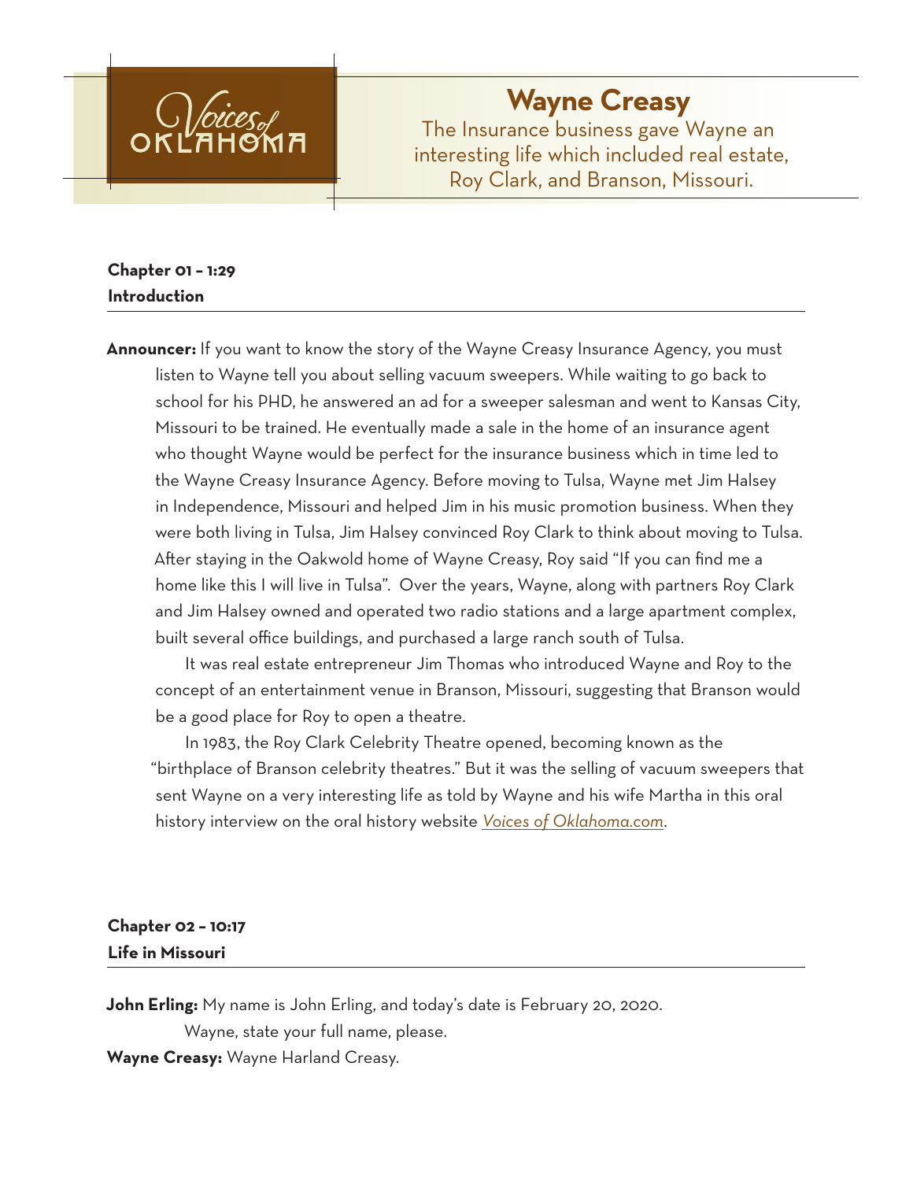# Wayne Creasy

The Insurance business gave Wayne an interesting life which included real estate, Roy Clark, and Branson, Missouri.

**Chapter 01 – 1:29**
**Introduction**

**Announcer:** If you want to know the story of the Wayne Creasy Insurance Agency, you must listen to Wayne tell you about selling vacuum sweepers. While waiting to go back to school for his PHD, he answered an ad for a sweeper salesman and went to Kansas City, Missouri to be trained. He eventually made a sale in the home of an insurance agent who thought Wayne would be perfect for the insurance business which in time led to the Wayne Creasy Insurance Agency. Before moving to Tulsa, Wayne met Jim Halsey in Independence, Missouri and helped Jim in his music promotion business. When they were both living in Tulsa, Jim Halsey convinced Roy Clark to think about moving to Tulsa. After staying in the Oakwold home of Wayne Creasy, Roy said "If you can find me a home like this I will live in Tulsa". Over the years, Wayne, along with partners Roy Clark and Jim Halsey owned and operated two radio stations and a large apartment complex, built several office buildings, and purchased a large ranch south of Tulsa.

It was real estate entrepreneur Jim Thomas who introduced Wayne and Roy to the concept of an entertainment venue in Branson, Missouri, suggesting that Branson would be a good place for Roy to open a theatre.

In 1983, the Roy Clark Celebrity Theatre opened, becoming known as the "birthplace of Branson celebrity theatres." But it was the selling of vacuum sweepers that sent Wayne on a very interesting life as told by Wayne and his wife Martha in this oral history interview on the oral history website *Voices of Oklahoma.com*.

**Chapter 02 – 10:17**
**Life in Missouri**

**John Erling:** My name is John Erling, and today's date is February 20, 2020.

Wayne, state your full name, please.

**Wayne Creasy:** Wayne Harland Creasy.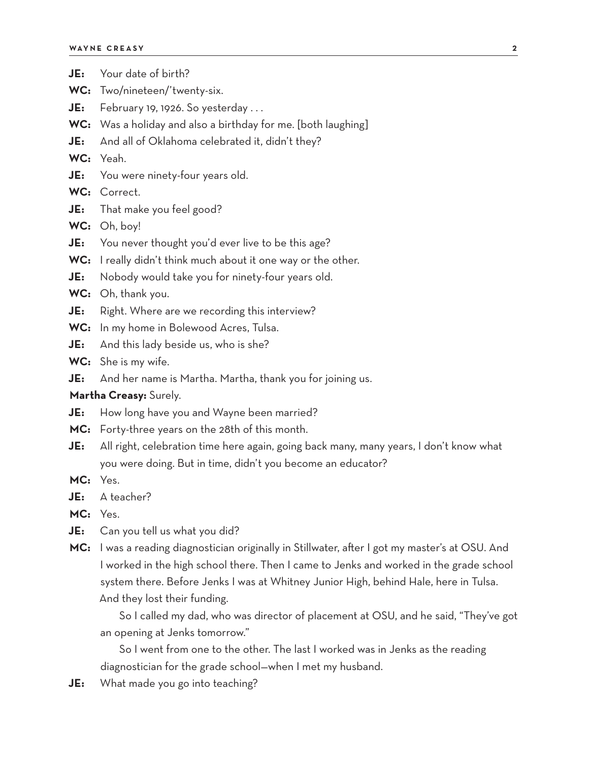**JE:** Your date of birth?

**WC:** Two/nineteen/'twenty-six.

**JE:** February 19, 1926. So yesterday . . .

**WC:** Was a holiday and also a birthday for me. [both laughing]

**JE:** And all of Oklahoma celebrated it, didn't they?

**WC:** Yeah.

**JE:** You were ninety-four years old.

**WC:** Correct.

**JE:** That make you feel good?

**WC:** Oh, boy!

**JE:** You never thought you'd ever live to be this age?

**WC:** I really didn't think much about it one way or the other.

**JE:** Nobody would take you for ninety-four years old.

**WC:** Oh, thank you.

**JE:** Right. Where are we recording this interview?

**WC:** In my home in Bolewood Acres, Tulsa.

**JE:** And this lady beside us, who is she?

**WC:** She is my wife.

**JE:** And her name is Martha. Martha, thank you for joining us.

**Martha Creasy:** Surely.

**JE:** How long have you and Wayne been married?

**MC:** Forty-three years on the 28th of this month.

**JE:** All right, celebration time here again, going back many, many years, I don't know what you were doing. But in time, didn't you become an educator?

**MC:** Yes.

**JE:** A teacher?

**MC:** Yes.

**JE:** Can you tell us what you did?

**MC:** I was a reading diagnostician originally in Stillwater, after I got my master's at OSU. And I worked in the high school there. Then I came to Jenks and worked in the grade school system there. Before Jenks I was at Whitney Junior High, behind Hale, here in Tulsa. And they lost their funding.

So I called my dad, who was director of placement at OSU, and he said, "They've got an opening at Jenks tomorrow."

So I went from one to the other. The last I worked was in Jenks as the reading diagnostician for the grade school—when I met my husband.

**JE:** What made you go into teaching?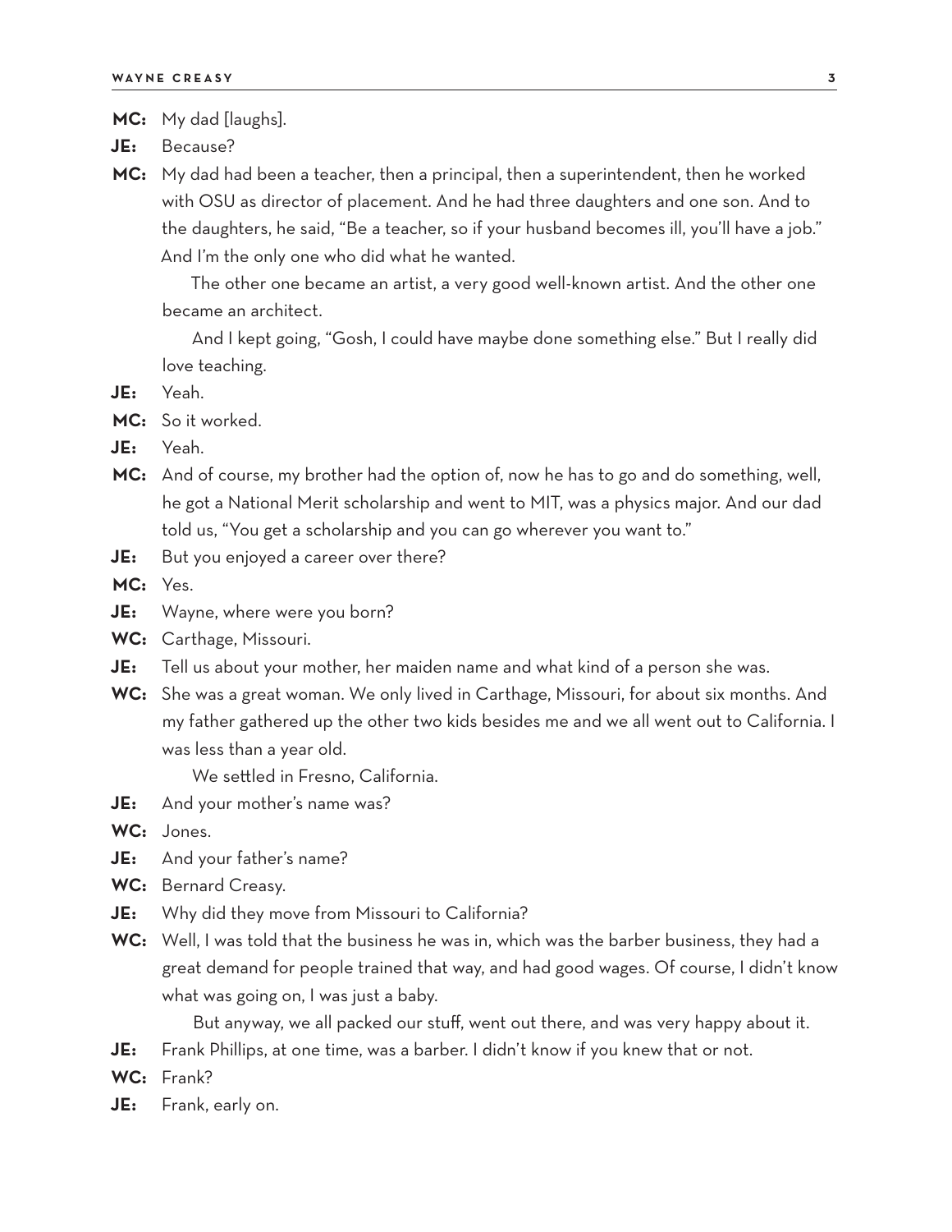**MC:** My dad [laughs].

**JE:** Because?

**MC:** My dad had been a teacher, then a principal, then a superintendent, then he worked with OSU as director of placement. And he had three daughters and one son. And to the daughters, he said, "Be a teacher, so if your husband becomes ill, you'll have a job." And I'm the only one who did what he wanted.

The other one became an artist, a very good well-known artist. And the other one became an architect.

And I kept going, "Gosh, I could have maybe done something else." But I really did love teaching.

**JE:** Yeah.

**MC:** So it worked.

**JE:** Yeah.

**MC:** And of course, my brother had the option of, now he has to go and do something, well, he got a National Merit scholarship and went to MIT, was a physics major. And our dad told us, "You get a scholarship and you can go wherever you want to."

**JE:** But you enjoyed a career over there?

**MC:** Yes.

**JE:** Wayne, where were you born?

**WC:** Carthage, Missouri.

**JE:** Tell us about your mother, her maiden name and what kind of a person she was.

**WC:** She was a great woman. We only lived in Carthage, Missouri, for about six months. And my father gathered up the other two kids besides me and we all went out to California. I was less than a year old.

We settled in Fresno, California.

**JE:** And your mother's name was?

**WC:** Jones.

**JE:** And your father's name?

**WC:** Bernard Creasy.

**JE:** Why did they move from Missouri to California?

**WC:** Well, I was told that the business he was in, which was the barber business, they had a great demand for people trained that way, and had good wages. Of course, I didn't know what was going on, I was just a baby.

But anyway, we all packed our stuff, went out there, and was very happy about it.

**JE:** Frank Phillips, at one time, was a barber. I didn't know if you knew that or not.

**WC:** Frank?

**JE:** Frank, early on.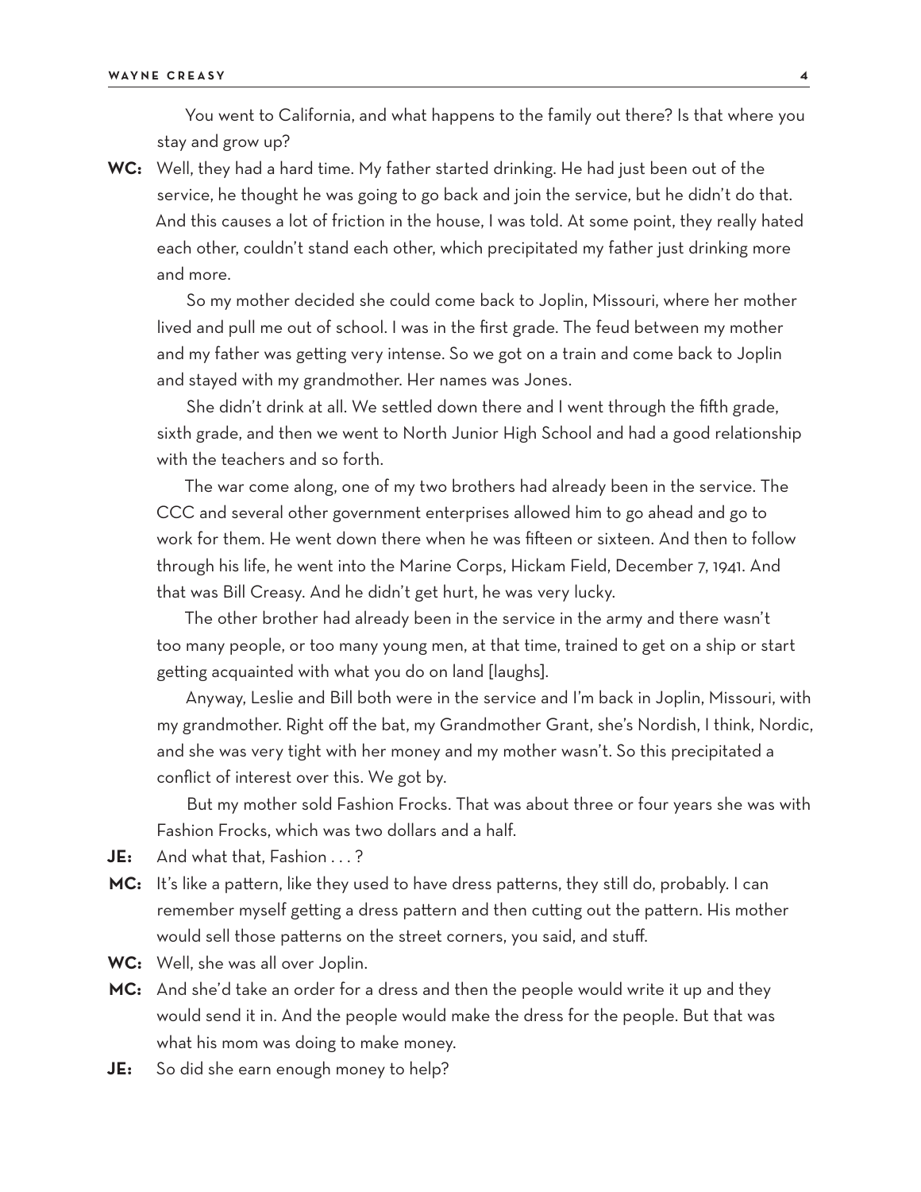You went to California, and what happens to the family out there? Is that where you stay and grow up?

**WC:** Well, they had a hard time. My father started drinking. He had just been out of the service, he thought he was going to go back and join the service, but he didn't do that. And this causes a lot of friction in the house, I was told. At some point, they really hated each other, couldn't stand each other, which precipitated my father just drinking more and more.

So my mother decided she could come back to Joplin, Missouri, where her mother lived and pull me out of school. I was in the first grade. The feud between my mother and my father was getting very intense. So we got on a train and come back to Joplin and stayed with my grandmother. Her names was Jones.

She didn't drink at all. We settled down there and I went through the fifth grade, sixth grade, and then we went to North Junior High School and had a good relationship with the teachers and so forth.

The war come along, one of my two brothers had already been in the service. The CCC and several other government enterprises allowed him to go ahead and go to work for them. He went down there when he was fifteen or sixteen. And then to follow through his life, he went into the Marine Corps, Hickam Field, December 7, 1941. And that was Bill Creasy. And he didn't get hurt, he was very lucky.

The other brother had already been in the service in the army and there wasn't too many people, or too many young men, at that time, trained to get on a ship or start getting acquainted with what you do on land [laughs].

Anyway, Leslie and Bill both were in the service and I'm back in Joplin, Missouri, with my grandmother. Right off the bat, my Grandmother Grant, she's Nordish, I think, Nordic, and she was very tight with her money and my mother wasn't. So this precipitated a conflict of interest over this. We got by.

But my mother sold Fashion Frocks. That was about three or four years she was with Fashion Frocks, which was two dollars and a half.

**JE:** And what that, Fashion . . . ?

**MC:** It's like a pattern, like they used to have dress patterns, they still do, probably. I can remember myself getting a dress pattern and then cutting out the pattern. His mother would sell those patterns on the street corners, you said, and stuff.

**WC:** Well, she was all over Joplin.

**MC:** And she'd take an order for a dress and then the people would write it up and they would send it in. And the people would make the dress for the people. But that was what his mom was doing to make money.

**JE:** So did she earn enough money to help?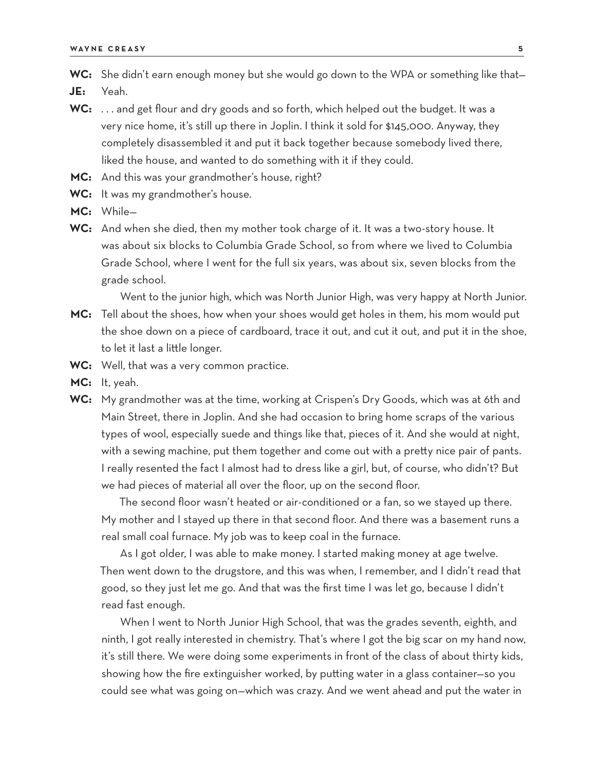**WC:** She didn't earn enough money but she would go down to the WPA or something like that—

**JE:** Yeah.

**WC:** . . . and get flour and dry goods and so forth, which helped out the budget. It was a very nice home, it's still up there in Joplin. I think it sold for $145,000. Anyway, they completely disassembled it and put it back together because somebody lived there, liked the house, and wanted to do something with it if they could.

**MC:** And this was your grandmother's house, right?

**WC:** It was my grandmother's house.

**MC:** While—

**WC:** And when she died, then my mother took charge of it. It was a two-story house. It was about six blocks to Columbia Grade School, so from where we lived to Columbia Grade School, where I went for the full six years, was about six, seven blocks from the grade school.

Went to the junior high, which was North Junior High, was very happy at North Junior.

**MC:** Tell about the shoes, how when your shoes would get holes in them, his mom would put the shoe down on a piece of cardboard, trace it out, and cut it out, and put it in the shoe, to let it last a little longer.

**WC:** Well, that was a very common practice.

**MC:** It, yeah.

**WC:** My grandmother was at the time, working at Crispen's Dry Goods, which was at 6th and Main Street, there in Joplin. And she had occasion to bring home scraps of the various types of wool, especially suede and things like that, pieces of it. And she would at night, with a sewing machine, put them together and come out with a pretty nice pair of pants. I really resented the fact I almost had to dress like a girl, but, of course, who didn't? But we had pieces of material all over the floor, up on the second floor.

The second floor wasn't heated or air-conditioned or a fan, so we stayed up there. My mother and I stayed up there in that second floor. And there was a basement runs a real small coal furnace. My job was to keep coal in the furnace.

As I got older, I was able to make money. I started making money at age twelve. Then went down to the drugstore, and this was when, I remember, and I didn't read that good, so they just let me go. And that was the first time I was let go, because I didn't read fast enough.

When I went to North Junior High School, that was the grades seventh, eighth, and ninth, I got really interested in chemistry. That's where I got the big scar on my hand now, it's still there. We were doing some experiments in front of the class of about thirty kids, showing how the fire extinguisher worked, by putting water in a glass container—so you could see what was going on—which was crazy. And we went ahead and put the water in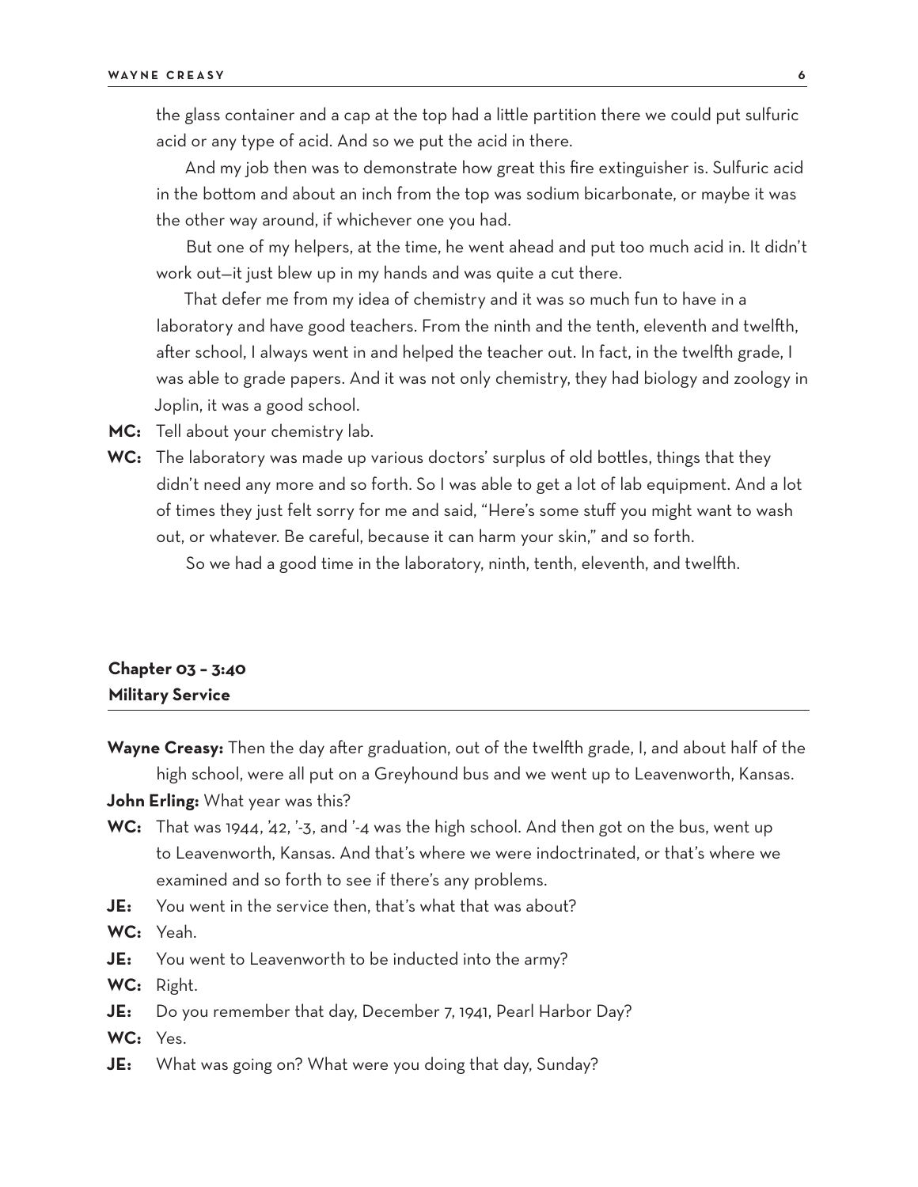the glass container and a cap at the top had a little partition there we could put sulfuric acid or any type of acid. And so we put the acid in there.

And my job then was to demonstrate how great this fire extinguisher is. Sulfuric acid in the bottom and about an inch from the top was sodium bicarbonate, or maybe it was the other way around, if whichever one you had.

But one of my helpers, at the time, he went ahead and put too much acid in. It didn't work out—it just blew up in my hands and was quite a cut there.

That defer me from my idea of chemistry and it was so much fun to have in a laboratory and have good teachers. From the ninth and the tenth, eleventh and twelfth, after school, I always went in and helped the teacher out. In fact, in the twelfth grade, I was able to grade papers. And it was not only chemistry, they had biology and zoology in Joplin, it was a good school.

**MC:** Tell about your chemistry lab.

**WC:** The laboratory was made up various doctors' surplus of old bottles, things that they didn't need any more and so forth. So I was able to get a lot of lab equipment. And a lot of times they just felt sorry for me and said, "Here's some stuff you might want to wash out, or whatever. Be careful, because it can harm your skin," and so forth.

So we had a good time in the laboratory, ninth, tenth, eleventh, and twelfth.

## Chapter 03 – 3:40
## Military Service

**Wayne Creasy:** Then the day after graduation, out of the twelfth grade, I, and about half of the high school, were all put on a Greyhound bus and we went up to Leavenworth, Kansas.

**John Erling:** What year was this?

**WC:** That was 1944, '42, '-3, and '-4 was the high school. And then got on the bus, went up to Leavenworth, Kansas. And that's where we were indoctrinated, or that's where we examined and so forth to see if there's any problems.

**JE:** You went in the service then, that's what that was about?

**WC:** Yeah.

**JE:** You went to Leavenworth to be inducted into the army?

**WC:** Right.

**JE:** Do you remember that day, December 7, 1941, Pearl Harbor Day?

**WC:** Yes.

**JE:** What was going on? What were you doing that day, Sunday?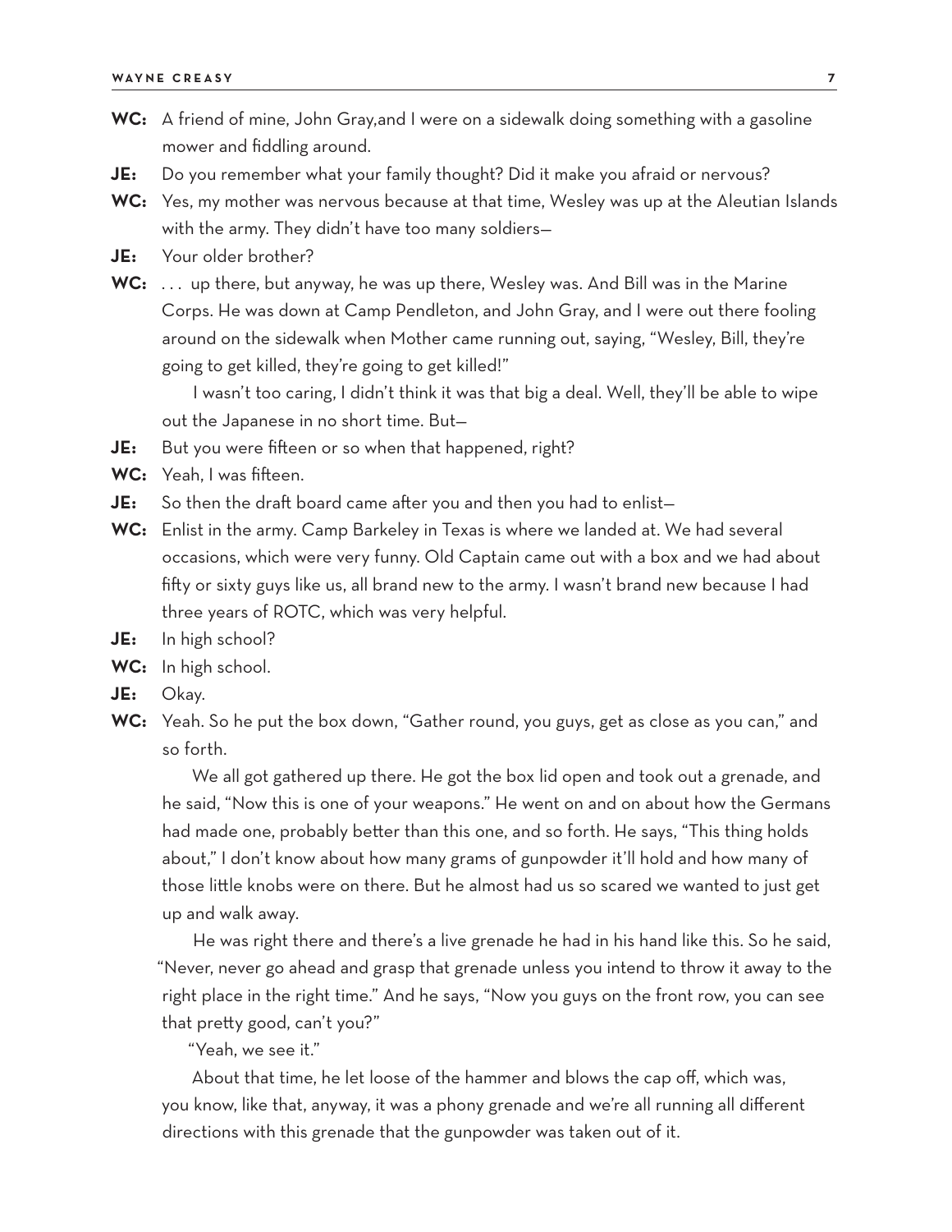**WC:** A friend of mine, John Gray,and I were on a sidewalk doing something with a gasoline mower and fiddling around.

**JE:** Do you remember what your family thought? Did it make you afraid or nervous?

**WC:** Yes, my mother was nervous because at that time, Wesley was up at the Aleutian Islands with the army. They didn't have too many soldiers—

**JE:** Your older brother?

**WC:** . . . up there, but anyway, he was up there, Wesley was. And Bill was in the Marine Corps. He was down at Camp Pendleton, and John Gray, and I were out there fooling around on the sidewalk when Mother came running out, saying, "Wesley, Bill, they're going to get killed, they're going to get killed!"

I wasn't too caring, I didn't think it was that big a deal. Well, they'll be able to wipe out the Japanese in no short time. But—

**JE:** But you were fifteen or so when that happened, right?

**WC:** Yeah, I was fifteen.

**JE:** So then the draft board came after you and then you had to enlist—

**WC:** Enlist in the army. Camp Barkeley in Texas is where we landed at. We had several occasions, which were very funny. Old Captain came out with a box and we had about fifty or sixty guys like us, all brand new to the army. I wasn't brand new because I had three years of ROTC, which was very helpful.

**JE:** In high school?

**WC:** In high school.

**JE:** Okay.

**WC:** Yeah. So he put the box down, "Gather round, you guys, get as close as you can," and so forth.

We all got gathered up there. He got the box lid open and took out a grenade, and he said, "Now this is one of your weapons." He went on and on about how the Germans had made one, probably better than this one, and so forth. He says, "This thing holds about," I don't know about how many grams of gunpowder it'll hold and how many of those little knobs were on there. But he almost had us so scared we wanted to just get up and walk away.

He was right there and there's a live grenade he had in his hand like this. So he said, "Never, never go ahead and grasp that grenade unless you intend to throw it away to the right place in the right time." And he says, "Now you guys on the front row, you can see that pretty good, can't you?"

"Yeah, we see it."

About that time, he let loose of the hammer and blows the cap off, which was, you know, like that, anyway, it was a phony grenade and we're all running all different directions with this grenade that the gunpowder was taken out of it.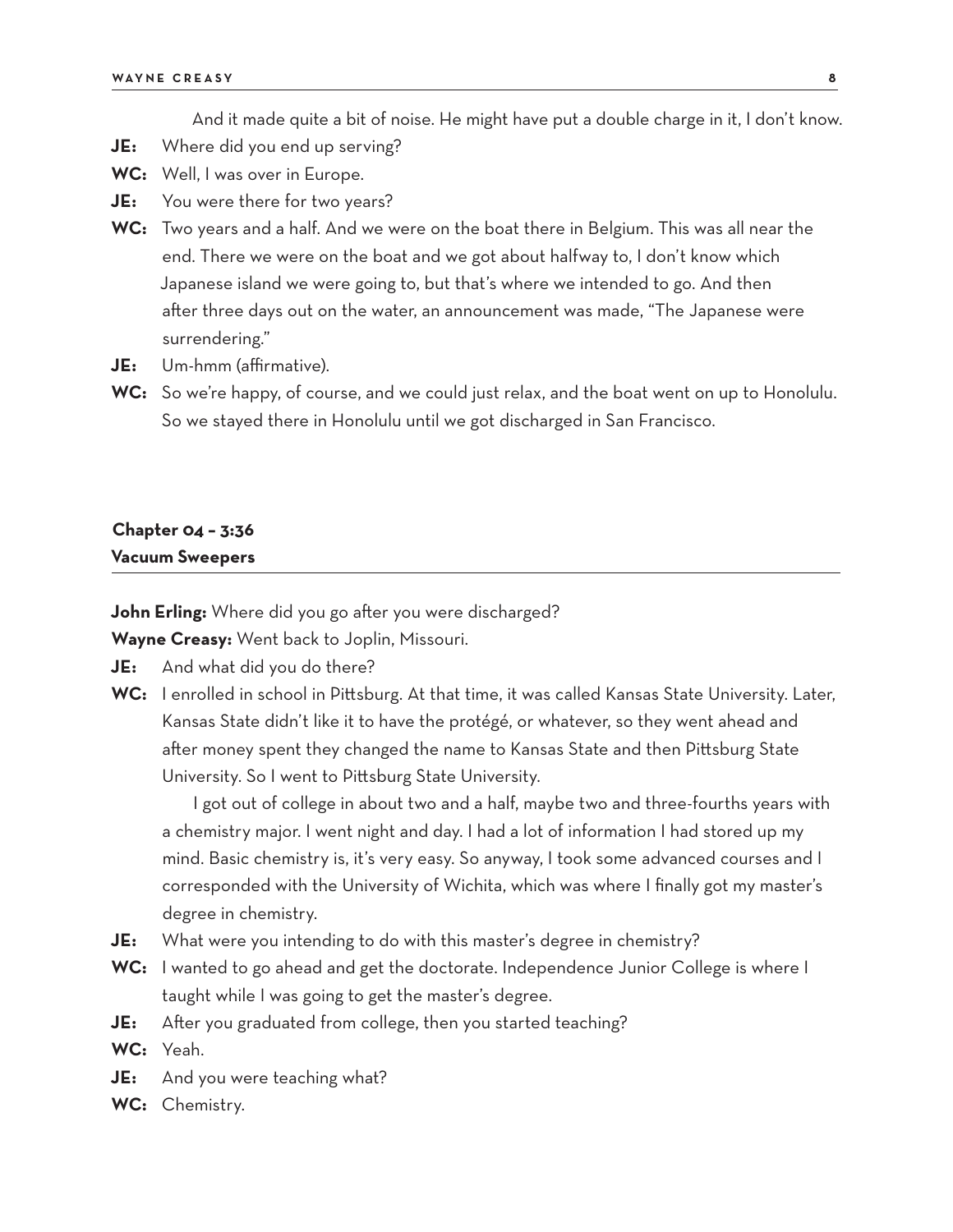And it made quite a bit of noise. He might have put a double charge in it, I don't know.

**JE:** Where did you end up serving?

**WC:** Well, I was over in Europe.

**JE:** You were there for two years?

**WC:** Two years and a half. And we were on the boat there in Belgium. This was all near the end. There we were on the boat and we got about halfway to, I don't know which Japanese island we were going to, but that's where we intended to go. And then after three days out on the water, an announcement was made, "The Japanese were surrendering."

**JE:** Um-hmm (affirmative).

**WC:** So we're happy, of course, and we could just relax, and the boat went on up to Honolulu. So we stayed there in Honolulu until we got discharged in San Francisco.

## Chapter 04 – 3:36
## Vacuum Sweepers

**John Erling:** Where did you go after you were discharged?

**Wayne Creasy:** Went back to Joplin, Missouri.

**JE:** And what did you do there?

**WC:** I enrolled in school in Pittsburg. At that time, it was called Kansas State University. Later, Kansas State didn't like it to have the protégé, or whatever, so they went ahead and after money spent they changed the name to Kansas State and then Pittsburg State University. So I went to Pittsburg State University.

I got out of college in about two and a half, maybe two and three-fourths years with a chemistry major. I went night and day. I had a lot of information I had stored up my mind. Basic chemistry is, it's very easy. So anyway, I took some advanced courses and I corresponded with the University of Wichita, which was where I finally got my master's degree in chemistry.

**JE:** What were you intending to do with this master's degree in chemistry?

**WC:** I wanted to go ahead and get the doctorate. Independence Junior College is where I taught while I was going to get the master's degree.

**JE:** After you graduated from college, then you started teaching?

**WC:** Yeah.

**JE:** And you were teaching what?

**WC:** Chemistry.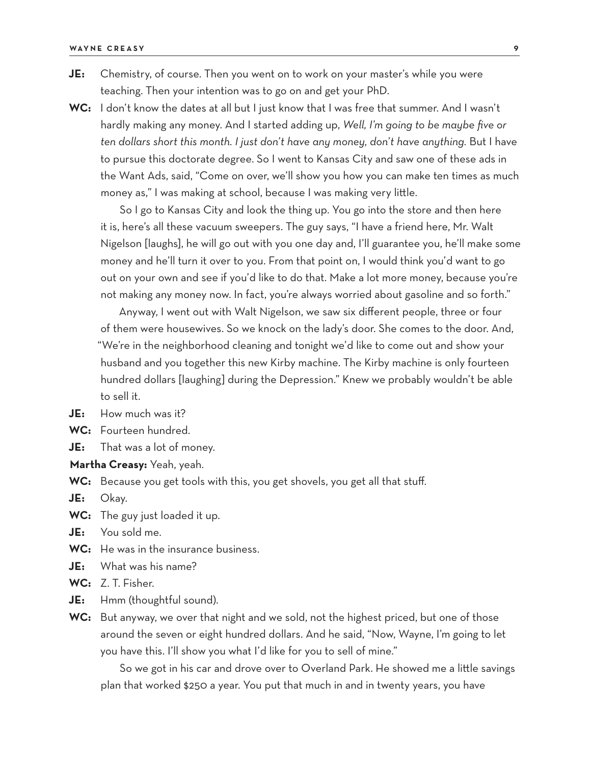**JE:** Chemistry, of course. Then you went on to work on your master's while you were teaching. Then your intention was to go on and get your PhD.

**WC:** I don't know the dates at all but I just know that I was free that summer. And I wasn't hardly making any money. And I started adding up, *Well, I'm going to be maybe five or ten dollars short this month. I just don't have any money, don't have anything.* But I have to pursue this doctorate degree. So I went to Kansas City and saw one of these ads in the Want Ads, said, "Come on over, we'll show you how you can make ten times as much money as," I was making at school, because I was making very little.

So I go to Kansas City and look the thing up. You go into the store and then here it is, here's all these vacuum sweepers. The guy says, "I have a friend here, Mr. Walt Nigelson [laughs], he will go out with you one day and, I'll guarantee you, he'll make some money and he'll turn it over to you. From that point on, I would think you'd want to go out on your own and see if you'd like to do that. Make a lot more money, because you're not making any money now. In fact, you're always worried about gasoline and so forth."

Anyway, I went out with Walt Nigelson, we saw six different people, three or four of them were housewives. So we knock on the lady's door. She comes to the door. And, "We're in the neighborhood cleaning and tonight we'd like to come out and show your husband and you together this new Kirby machine. The Kirby machine is only fourteen hundred dollars [laughing] during the Depression." Knew we probably wouldn't be able to sell it.

**JE:** How much was it?

**WC:** Fourteen hundred.

**JE:** That was a lot of money.

**Martha Creasy:** Yeah, yeah.

**WC:** Because you get tools with this, you get shovels, you get all that stuff.

**JE:** Okay.

**WC:** The guy just loaded it up.

**JE:** You sold me.

**WC:** He was in the insurance business.

**JE:** What was his name?

**WC:** Z. T. Fisher.

**JE:** Hmm (thoughtful sound).

**WC:** But anyway, we over that night and we sold, not the highest priced, but one of those around the seven or eight hundred dollars. And he said, "Now, Wayne, I'm going to let you have this. I'll show you what I'd like for you to sell of mine."

So we got in his car and drove over to Overland Park. He showed me a little savings plan that worked $250 a year. You put that much in and in twenty years, you have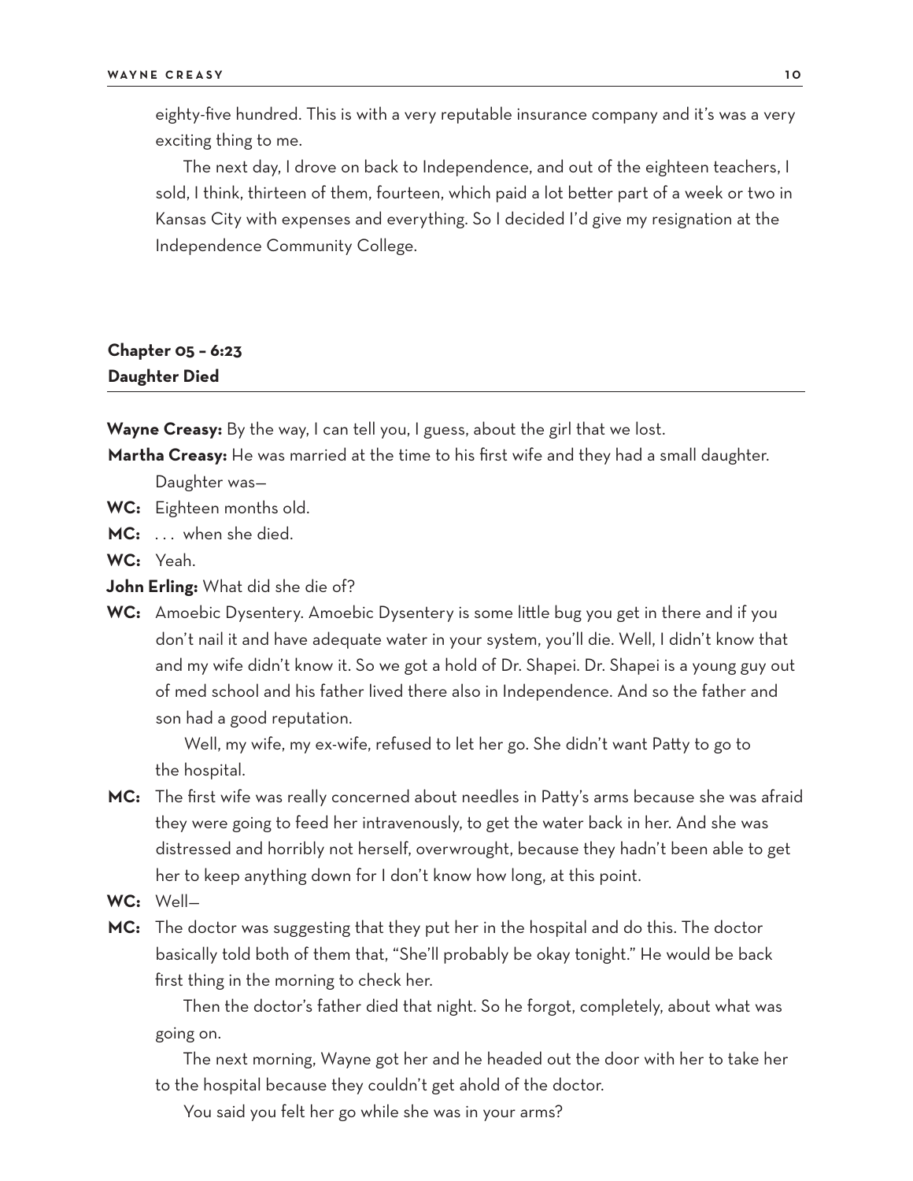eighty-five hundred. This is with a very reputable insurance company and it's was a very exciting thing to me.

The next day, I drove on back to Independence, and out of the eighteen teachers, I sold, I think, thirteen of them, fourteen, which paid a lot better part of a week or two in Kansas City with expenses and everything. So I decided I'd give my resignation at the Independence Community College.

## Chapter 05 – 6:23
## Daughter Died

**Wayne Creasy:** By the way, I can tell you, I guess, about the girl that we lost.

**Martha Creasy:** He was married at the time to his first wife and they had a small daughter. Daughter was—

**WC:** Eighteen months old.

**MC:** . . . when she died.

**WC:** Yeah.

**John Erling:** What did she die of?

**WC:** Amoebic Dysentery. Amoebic Dysentery is some little bug you get in there and if you don't nail it and have adequate water in your system, you'll die. Well, I didn't know that and my wife didn't know it. So we got a hold of Dr. Shapei. Dr. Shapei is a young guy out of med school and his father lived there also in Independence. And so the father and son had a good reputation.

Well, my wife, my ex-wife, refused to let her go. She didn't want Patty to go to the hospital.

**MC:** The first wife was really concerned about needles in Patty's arms because she was afraid they were going to feed her intravenously, to get the water back in her. And she was distressed and horribly not herself, overwrought, because they hadn't been able to get her to keep anything down for I don't know how long, at this point.

**WC:** Well—

**MC:** The doctor was suggesting that they put her in the hospital and do this. The doctor basically told both of them that, "She'll probably be okay tonight." He would be back first thing in the morning to check her.

Then the doctor's father died that night. So he forgot, completely, about what was going on.

The next morning, Wayne got her and he headed out the door with her to take her to the hospital because they couldn't get ahold of the doctor.

You said you felt her go while she was in your arms?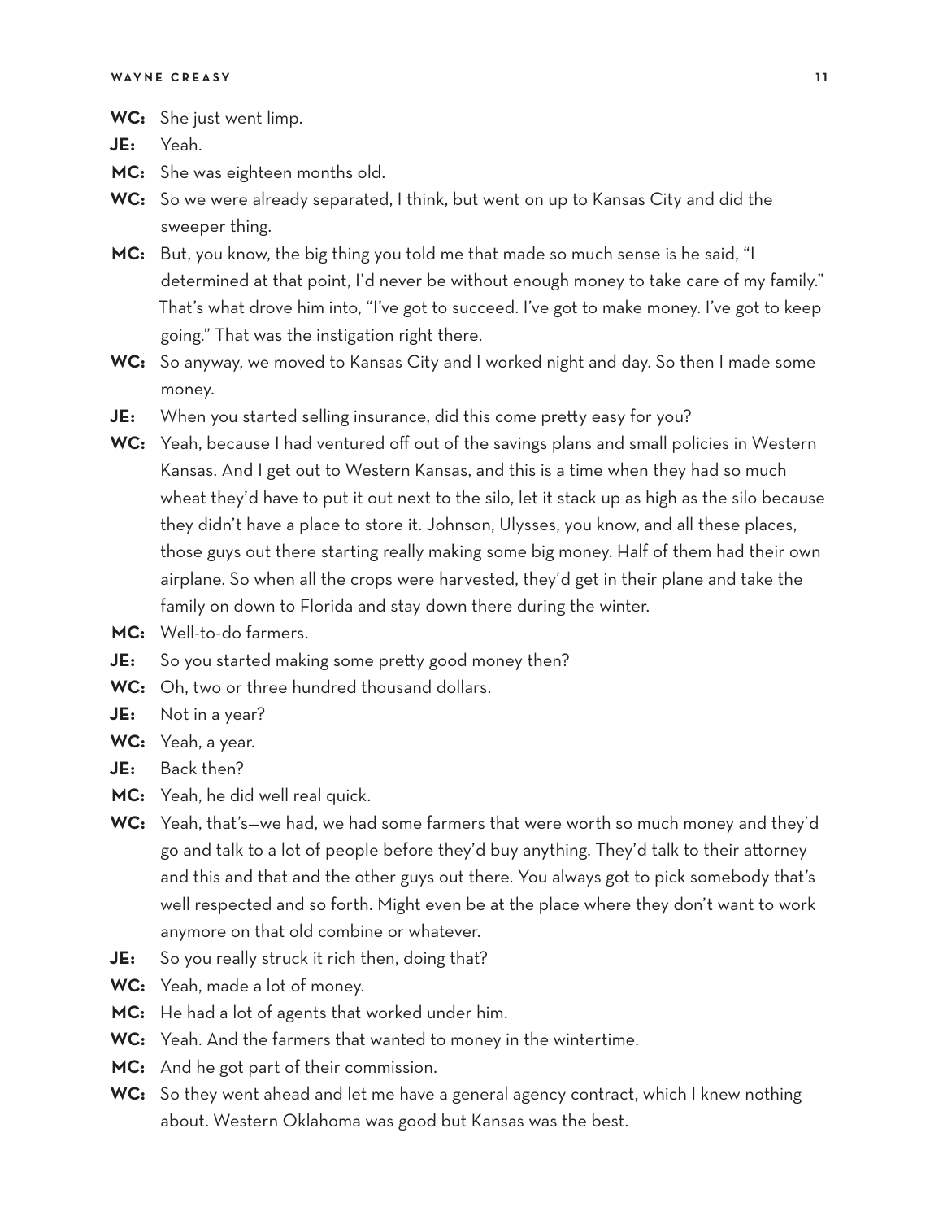**WC:** She just went limp.

**JE:** Yeah.

**MC:** She was eighteen months old.

**WC:** So we were already separated, I think, but went on up to Kansas City and did the sweeper thing.

**MC:** But, you know, the big thing you told me that made so much sense is he said, "I determined at that point, I'd never be without enough money to take care of my family." That's what drove him into, "I've got to succeed. I've got to make money. I've got to keep going." That was the instigation right there.

**WC:** So anyway, we moved to Kansas City and I worked night and day. So then I made some money.

**JE:** When you started selling insurance, did this come pretty easy for you?

**WC:** Yeah, because I had ventured off out of the savings plans and small policies in Western Kansas. And I get out to Western Kansas, and this is a time when they had so much wheat they'd have to put it out next to the silo, let it stack up as high as the silo because they didn't have a place to store it. Johnson, Ulysses, you know, and all these places, those guys out there starting really making some big money. Half of them had their own airplane. So when all the crops were harvested, they'd get in their plane and take the family on down to Florida and stay down there during the winter.

**MC:** Well-to-do farmers.

**JE:** So you started making some pretty good money then?

**WC:** Oh, two or three hundred thousand dollars.

**JE:** Not in a year?

**WC:** Yeah, a year.

**JE:** Back then?

**MC:** Yeah, he did well real quick.

**WC:** Yeah, that's—we had, we had some farmers that were worth so much money and they'd go and talk to a lot of people before they'd buy anything. They'd talk to their attorney and this and that and the other guys out there. You always got to pick somebody that's well respected and so forth. Might even be at the place where they don't want to work anymore on that old combine or whatever.

**JE:** So you really struck it rich then, doing that?

**WC:** Yeah, made a lot of money.

**MC:** He had a lot of agents that worked under him.

**WC:** Yeah. And the farmers that wanted to money in the wintertime.

**MC:** And he got part of their commission.

**WC:** So they went ahead and let me have a general agency contract, which I knew nothing about. Western Oklahoma was good but Kansas was the best.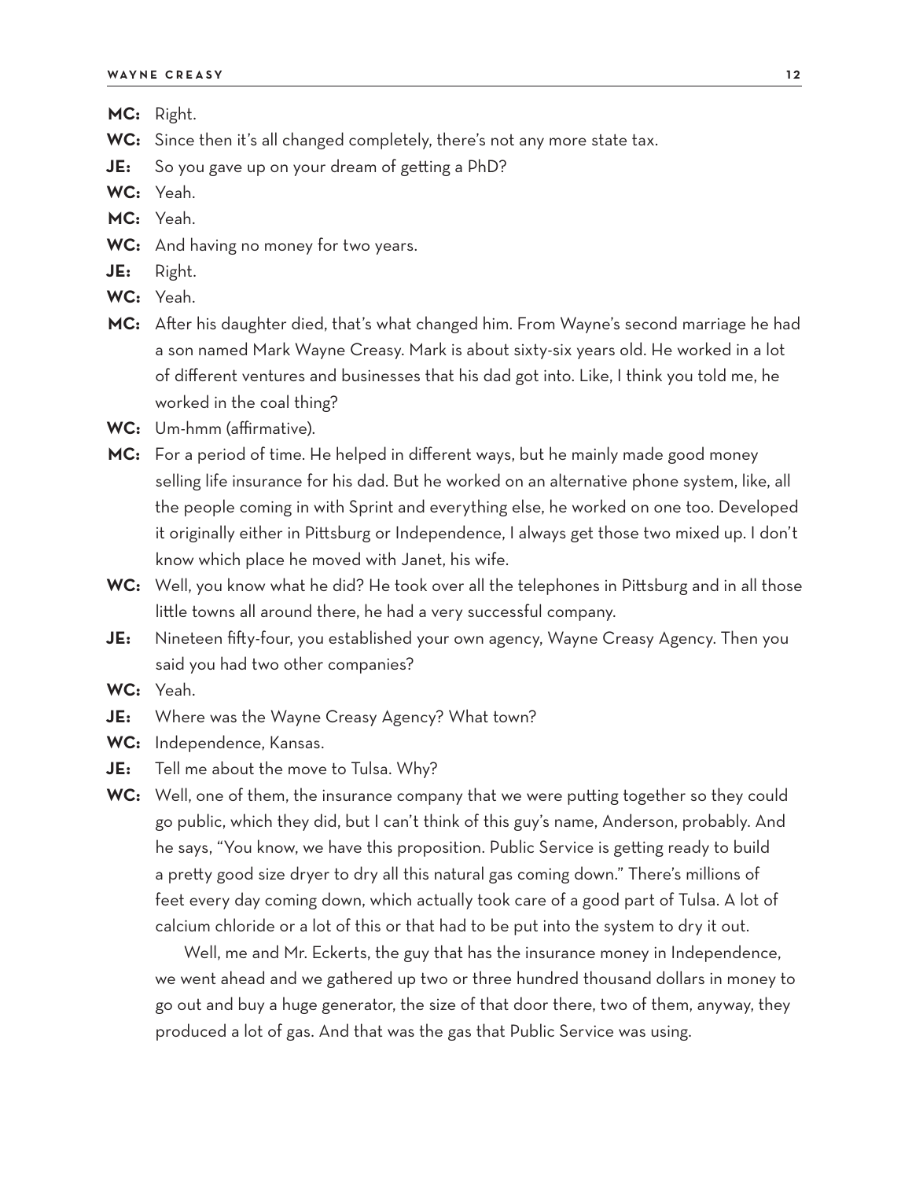**MC:** Right.

**WC:** Since then it's all changed completely, there's not any more state tax.

**JE:** So you gave up on your dream of getting a PhD?

**WC:** Yeah.

**MC:** Yeah.

**WC:** And having no money for two years.

**JE:** Right.

**WC:** Yeah.

**MC:** After his daughter died, that's what changed him. From Wayne's second marriage he had a son named Mark Wayne Creasy. Mark is about sixty-six years old. He worked in a lot of different ventures and businesses that his dad got into. Like, I think you told me, he worked in the coal thing?

**WC:** Um-hmm (affirmative).

**MC:** For a period of time. He helped in different ways, but he mainly made good money selling life insurance for his dad. But he worked on an alternative phone system, like, all the people coming in with Sprint and everything else, he worked on one too. Developed it originally either in Pittsburg or Independence, I always get those two mixed up. I don't know which place he moved with Janet, his wife.

**WC:** Well, you know what he did? He took over all the telephones in Pittsburg and in all those little towns all around there, he had a very successful company.

**JE:** Nineteen fifty-four, you established your own agency, Wayne Creasy Agency. Then you said you had two other companies?

**WC:** Yeah.

**JE:** Where was the Wayne Creasy Agency? What town?

**WC:** Independence, Kansas.

**JE:** Tell me about the move to Tulsa. Why?

**WC:** Well, one of them, the insurance company that we were putting together so they could go public, which they did, but I can't think of this guy's name, Anderson, probably. And he says, "You know, we have this proposition. Public Service is getting ready to build a pretty good size dryer to dry all this natural gas coming down." There's millions of feet every day coming down, which actually took care of a good part of Tulsa. A lot of calcium chloride or a lot of this or that had to be put into the system to dry it out.

Well, me and Mr. Eckerts, the guy that has the insurance money in Independence, we went ahead and we gathered up two or three hundred thousand dollars in money to go out and buy a huge generator, the size of that door there, two of them, anyway, they produced a lot of gas. And that was the gas that Public Service was using.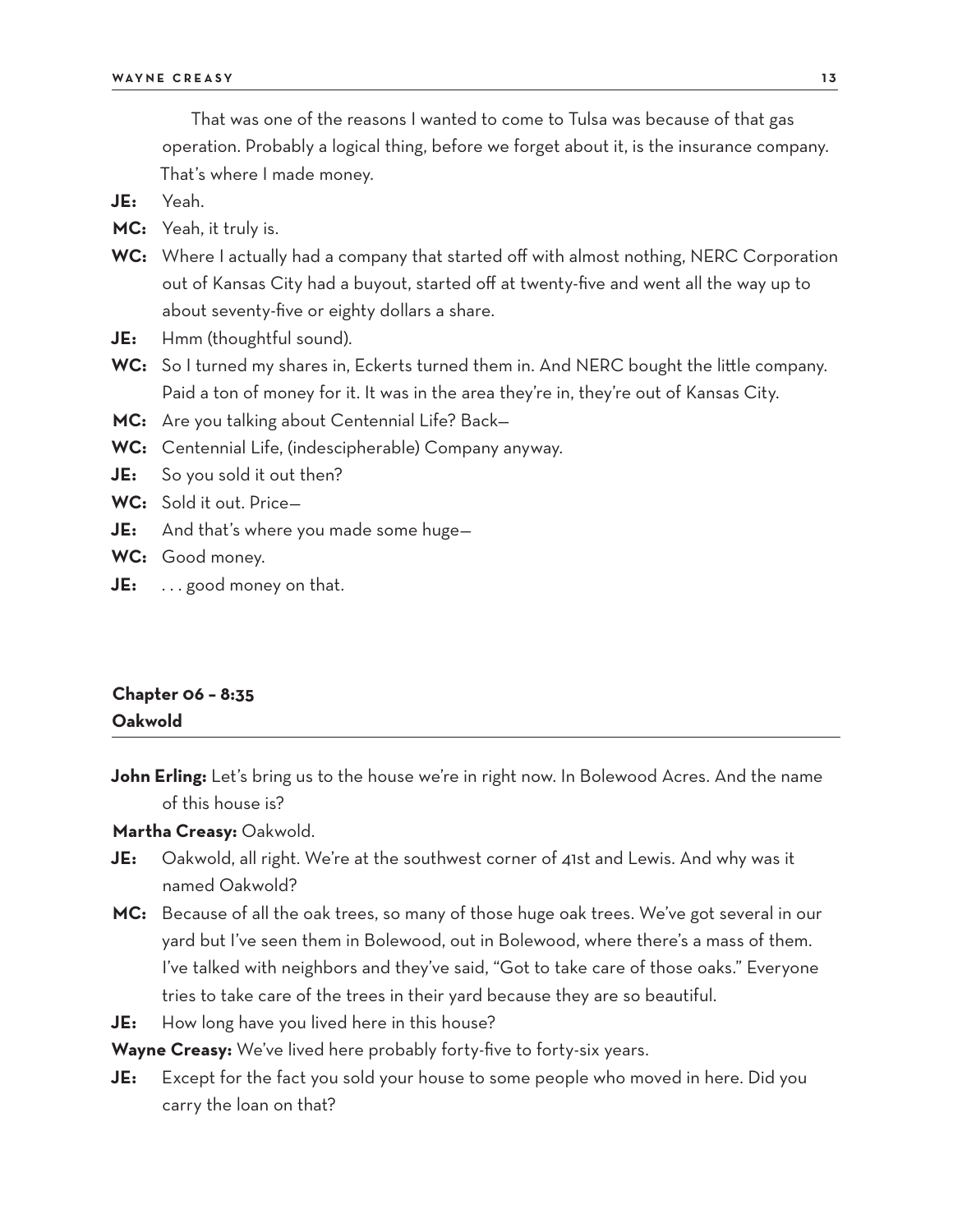That was one of the reasons I wanted to come to Tulsa was because of that gas operation. Probably a logical thing, before we forget about it, is the insurance company. That's where I made money.

**JE:** Yeah.

**MC:** Yeah, it truly is.

**WC:** Where I actually had a company that started off with almost nothing, NERC Corporation out of Kansas City had a buyout, started off at twenty-five and went all the way up to about seventy-five or eighty dollars a share.

**JE:** Hmm (thoughtful sound).

**WC:** So I turned my shares in, Eckerts turned them in. And NERC bought the little company. Paid a ton of money for it. It was in the area they're in, they're out of Kansas City.

**MC:** Are you talking about Centennial Life? Back—

**WC:** Centennial Life, (indescipherable) Company anyway.

**JE:** So you sold it out then?

**WC:** Sold it out. Price—

**JE:** And that's where you made some huge—

**WC:** Good money.

**JE:** . . . good money on that.

## Chapter 06 – 8:35
## Oakwold

**John Erling:** Let's bring us to the house we're in right now. In Bolewood Acres. And the name of this house is?

**Martha Creasy:** Oakwold.

**JE:** Oakwold, all right. We're at the southwest corner of 41st and Lewis. And why was it named Oakwold?

**MC:** Because of all the oak trees, so many of those huge oak trees. We've got several in our yard but I've seen them in Bolewood, out in Bolewood, where there's a mass of them. I've talked with neighbors and they've said, "Got to take care of those oaks." Everyone tries to take care of the trees in their yard because they are so beautiful.

**JE:** How long have you lived here in this house?

**Wayne Creasy:** We've lived here probably forty-five to forty-six years.

**JE:** Except for the fact you sold your house to some people who moved in here. Did you carry the loan on that?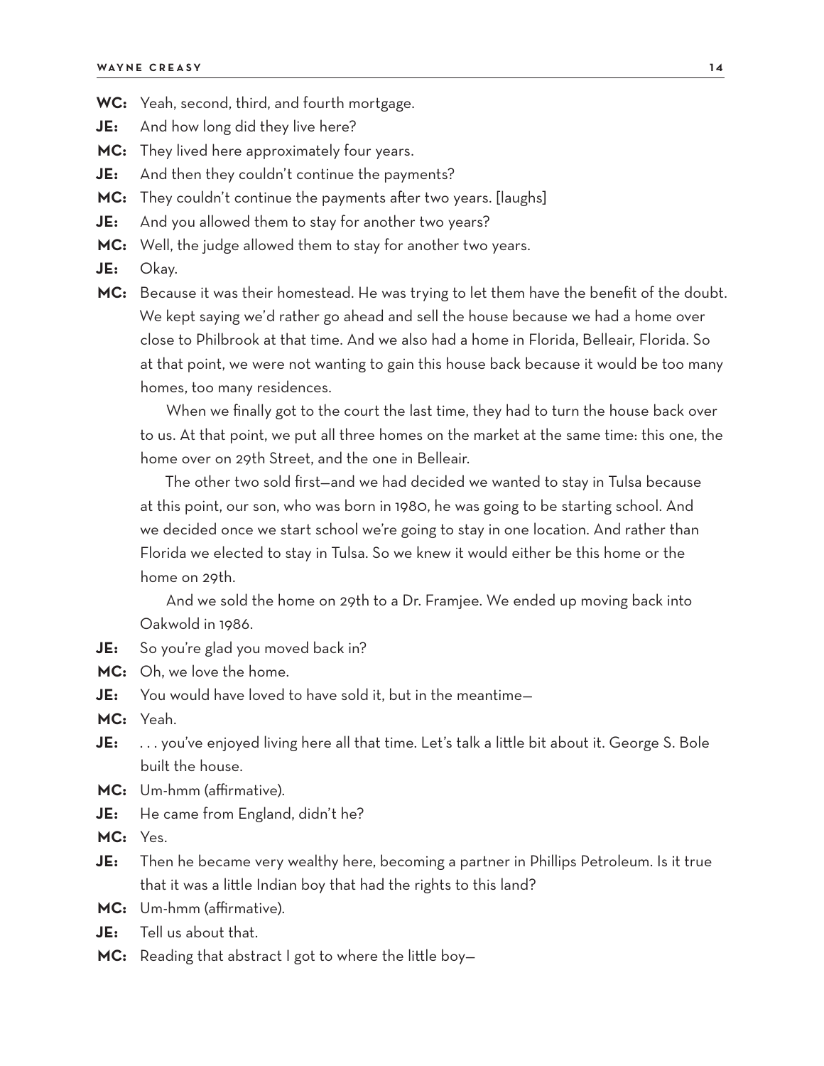**WC:** Yeah, second, third, and fourth mortgage.

**JE:** And how long did they live here?

**MC:** They lived here approximately four years.

**JE:** And then they couldn't continue the payments?

**MC:** They couldn't continue the payments after two years. [laughs]

**JE:** And you allowed them to stay for another two years?

**MC:** Well, the judge allowed them to stay for another two years.

**JE:** Okay.

**MC:** Because it was their homestead. He was trying to let them have the benefit of the doubt. We kept saying we'd rather go ahead and sell the house because we had a home over close to Philbrook at that time. And we also had a home in Florida, Belleair, Florida. So at that point, we were not wanting to gain this house back because it would be too many homes, too many residences.

When we finally got to the court the last time, they had to turn the house back over to us. At that point, we put all three homes on the market at the same time: this one, the home over on 29th Street, and the one in Belleair.

The other two sold first—and we had decided we wanted to stay in Tulsa because at this point, our son, who was born in 1980, he was going to be starting school. And we decided once we start school we're going to stay in one location. And rather than Florida we elected to stay in Tulsa. So we knew it would either be this home or the home on 29th.

And we sold the home on 29th to a Dr. Framjee. We ended up moving back into Oakwold in 1986.

**JE:** So you're glad you moved back in?

**MC:** Oh, we love the home.

**JE:** You would have loved to have sold it, but in the meantime—

**MC:** Yeah.

**JE:** . . . you've enjoyed living here all that time. Let's talk a little bit about it. George S. Bole built the house.

**MC:** Um-hmm (affirmative).

**JE:** He came from England, didn't he?

**MC:** Yes.

**JE:** Then he became very wealthy here, becoming a partner in Phillips Petroleum. Is it true that it was a little Indian boy that had the rights to this land?

**MC:** Um-hmm (affirmative).

**JE:** Tell us about that.

**MC:** Reading that abstract I got to where the little boy—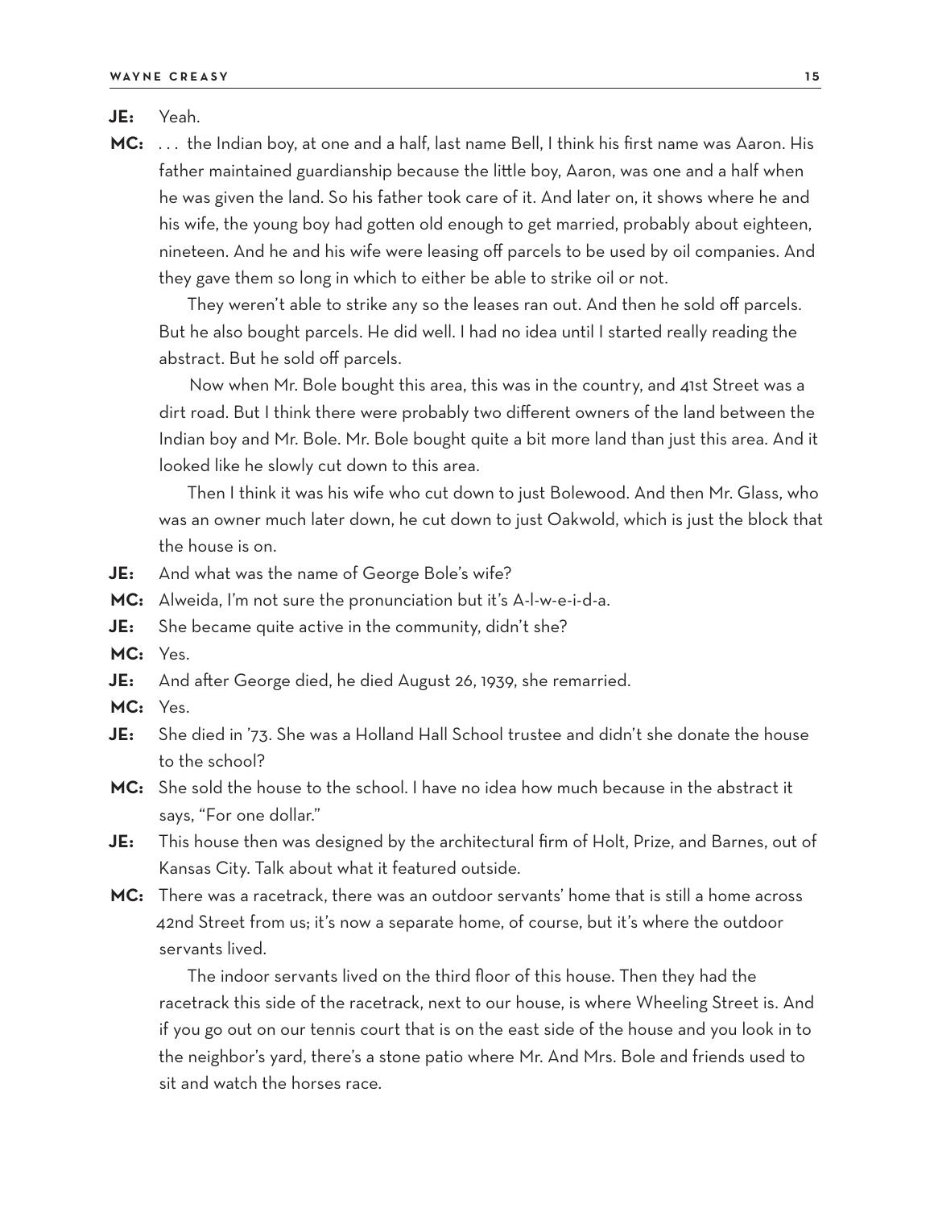**JE:** Yeah.

**MC:** . . . the Indian boy, at one and a half, last name Bell, I think his first name was Aaron. His father maintained guardianship because the little boy, Aaron, was one and a half when he was given the land. So his father took care of it. And later on, it shows where he and his wife, the young boy had gotten old enough to get married, probably about eighteen, nineteen. And he and his wife were leasing off parcels to be used by oil companies. And they gave them so long in which to either be able to strike oil or not.

They weren't able to strike any so the leases ran out. And then he sold off parcels. But he also bought parcels. He did well. I had no idea until I started really reading the abstract. But he sold off parcels.

Now when Mr. Bole bought this area, this was in the country, and 41st Street was a dirt road. But I think there were probably two different owners of the land between the Indian boy and Mr. Bole. Mr. Bole bought quite a bit more land than just this area. And it looked like he slowly cut down to this area.

Then I think it was his wife who cut down to just Bolewood. And then Mr. Glass, who was an owner much later down, he cut down to just Oakwold, which is just the block that the house is on.

**JE:** And what was the name of George Bole's wife?

**MC:** Alweida, I'm not sure the pronunciation but it's A-l-w-e-i-d-a.

**JE:** She became quite active in the community, didn't she?

**MC:** Yes.

**JE:** And after George died, he died August 26, 1939, she remarried.

**MC:** Yes.

**JE:** She died in '73. She was a Holland Hall School trustee and didn't she donate the house to the school?

**MC:** She sold the house to the school. I have no idea how much because in the abstract it says, "For one dollar."

**JE:** This house then was designed by the architectural firm of Holt, Prize, and Barnes, out of Kansas City. Talk about what it featured outside.

**MC:** There was a racetrack, there was an outdoor servants' home that is still a home across 42nd Street from us; it's now a separate home, of course, but it's where the outdoor servants lived.

The indoor servants lived on the third floor of this house. Then they had the racetrack this side of the racetrack, next to our house, is where Wheeling Street is. And if you go out on our tennis court that is on the east side of the house and you look in to the neighbor's yard, there's a stone patio where Mr. And Mrs. Bole and friends used to sit and watch the horses race.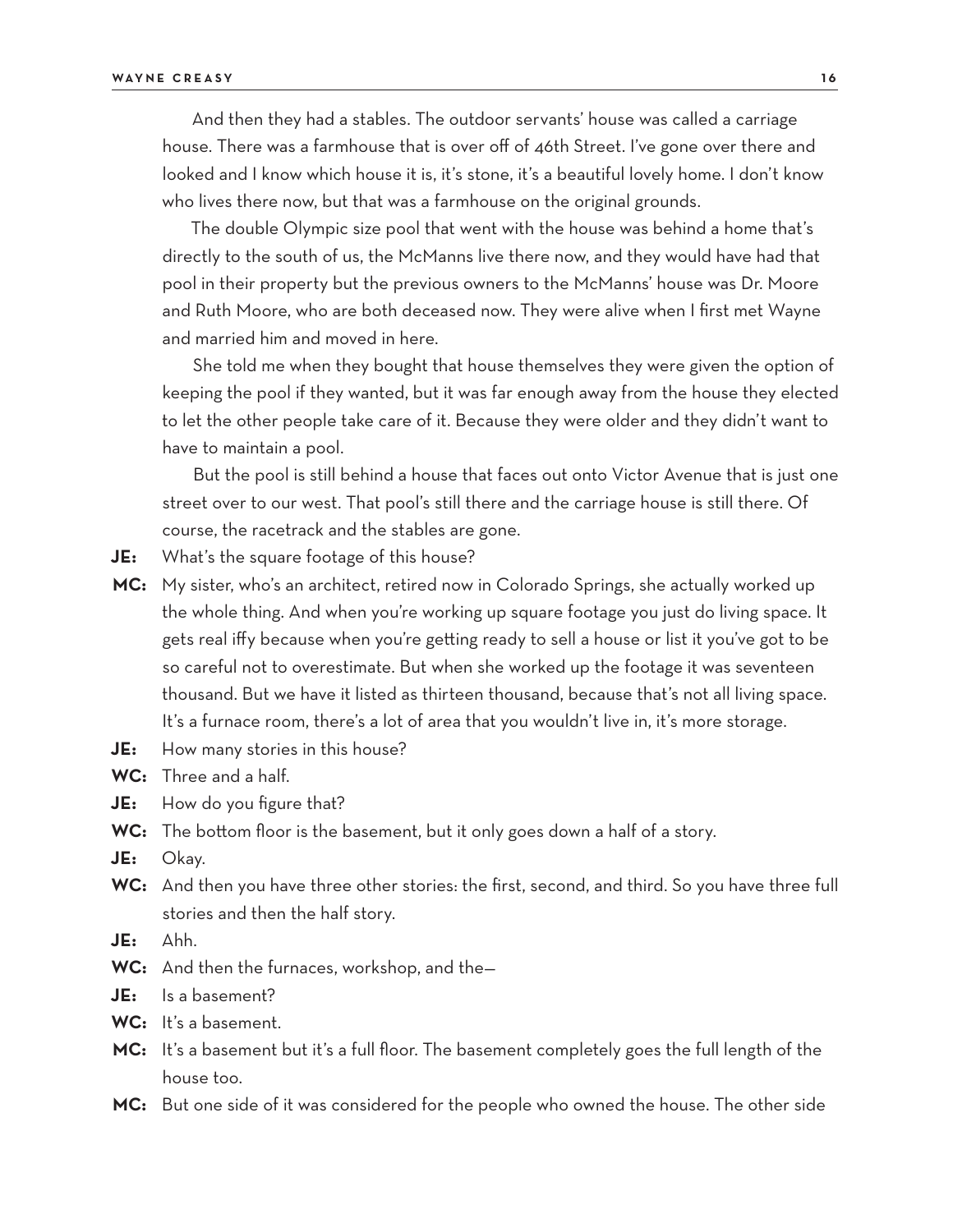And then they had a stables. The outdoor servants' house was called a carriage house. There was a farmhouse that is over off of 46th Street. I've gone over there and looked and I know which house it is, it's stone, it's a beautiful lovely home. I don't know who lives there now, but that was a farmhouse on the original grounds.

The double Olympic size pool that went with the house was behind a home that's directly to the south of us, the McManns live there now, and they would have had that pool in their property but the previous owners to the McManns' house was Dr. Moore and Ruth Moore, who are both deceased now. They were alive when I first met Wayne and married him and moved in here.

She told me when they bought that house themselves they were given the option of keeping the pool if they wanted, but it was far enough away from the house they elected to let the other people take care of it. Because they were older and they didn't want to have to maintain a pool.

But the pool is still behind a house that faces out onto Victor Avenue that is just one street over to our west. That pool's still there and the carriage house is still there. Of course, the racetrack and the stables are gone.

**JE:** What's the square footage of this house?

**MC:** My sister, who's an architect, retired now in Colorado Springs, she actually worked up the whole thing. And when you're working up square footage you just do living space. It gets real iffy because when you're getting ready to sell a house or list it you've got to be so careful not to overestimate. But when she worked up the footage it was seventeen thousand. But we have it listed as thirteen thousand, because that's not all living space. It's a furnace room, there's a lot of area that you wouldn't live in, it's more storage.

**JE:** How many stories in this house?

**WC:** Three and a half.

**JE:** How do you figure that?

**WC:** The bottom floor is the basement, but it only goes down a half of a story.

**JE:** Okay.

**WC:** And then you have three other stories: the first, second, and third. So you have three full stories and then the half story.

**JE:** Ahh.

**WC:** And then the furnaces, workshop, and the—

**JE:** Is a basement?

**WC:** It's a basement.

**MC:** It's a basement but it's a full floor. The basement completely goes the full length of the house too.

**MC:** But one side of it was considered for the people who owned the house. The other side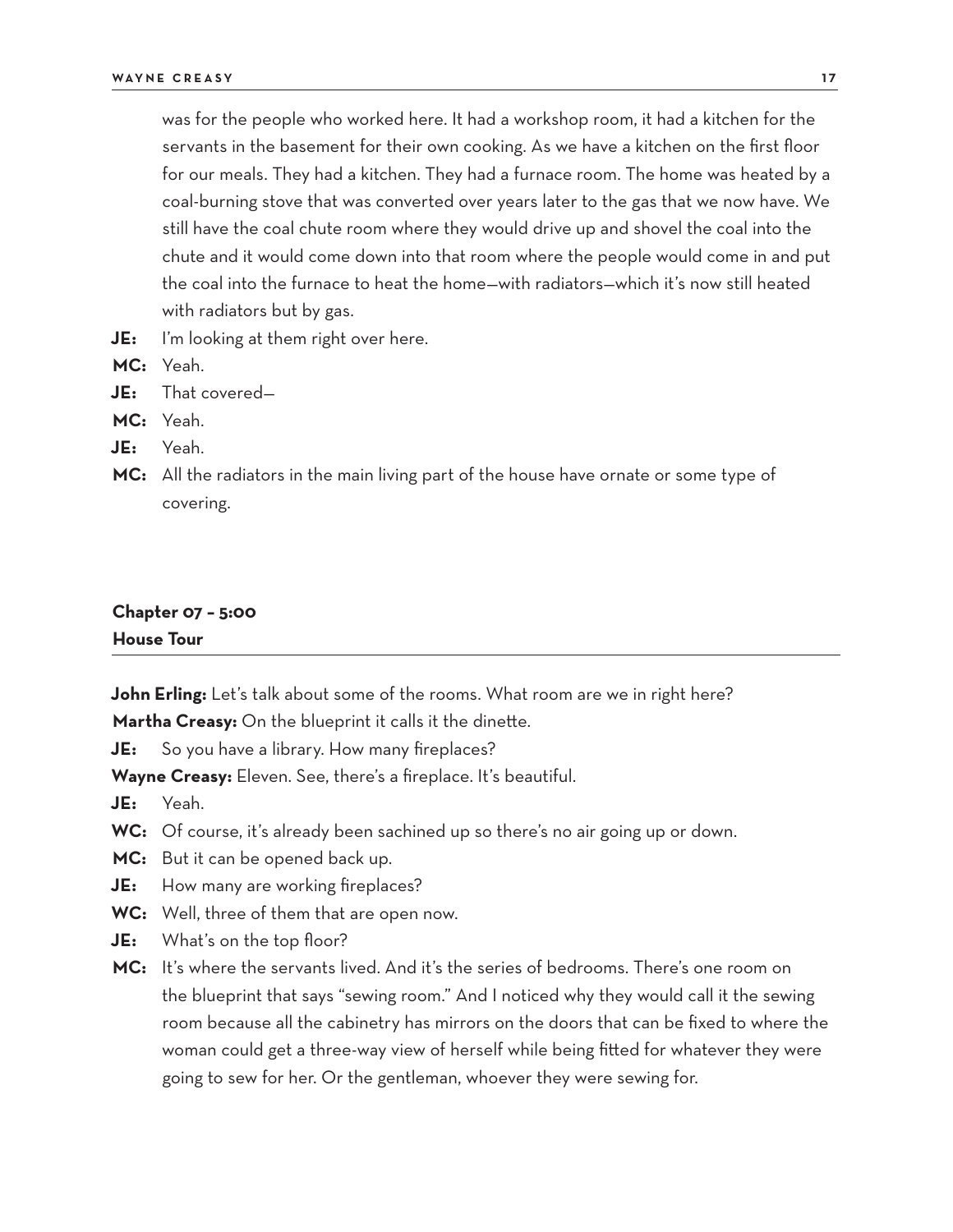was for the people who worked here. It had a workshop room, it had a kitchen for the servants in the basement for their own cooking. As we have a kitchen on the first floor for our meals. They had a kitchen. They had a furnace room. The home was heated by a coal-burning stove that was converted over years later to the gas that we now have. We still have the coal chute room where they would drive up and shovel the coal into the chute and it would come down into that room where the people would come in and put the coal into the furnace to heat the home—with radiators—which it's now still heated with radiators but by gas.

**JE:** I'm looking at them right over here.

**MC:** Yeah.

**JE:** That covered—

**MC:** Yeah.

**JE:** Yeah.

**MC:** All the radiators in the main living part of the house have ornate or some type of covering.

## Chapter 07 – 5:00
## House Tour

**John Erling:** Let's talk about some of the rooms. What room are we in right here?

**Martha Creasy:** On the blueprint it calls it the dinette.

**JE:** So you have a library. How many fireplaces?

**Wayne Creasy:** Eleven. See, there's a fireplace. It's beautiful.

**JE:** Yeah.

**WC:** Of course, it's already been sachined up so there's no air going up or down.

**MC:** But it can be opened back up.

**JE:** How many are working fireplaces?

**WC:** Well, three of them that are open now.

**JE:** What's on the top floor?

**MC:** It's where the servants lived. And it's the series of bedrooms. There's one room on the blueprint that says "sewing room." And I noticed why they would call it the sewing room because all the cabinetry has mirrors on the doors that can be fixed to where the woman could get a three-way view of herself while being fitted for whatever they were going to sew for her. Or the gentleman, whoever they were sewing for.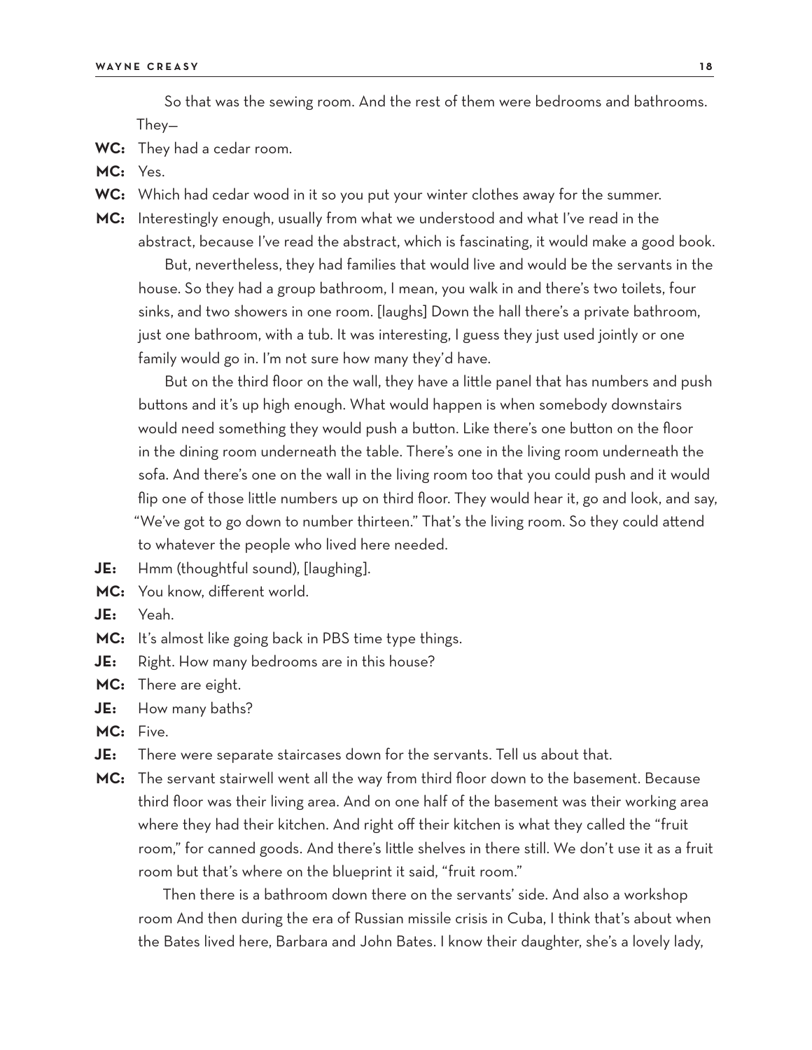So that was the sewing room. And the rest of them were bedrooms and bathrooms. They—

**WC:** They had a cedar room.

**MC:** Yes.

**WC:** Which had cedar wood in it so you put your winter clothes away for the summer.

**MC:** Interestingly enough, usually from what we understood and what I've read in the abstract, because I've read the abstract, which is fascinating, it would make a good book.

But, nevertheless, they had families that would live and would be the servants in the house. So they had a group bathroom, I mean, you walk in and there's two toilets, four sinks, and two showers in one room. [laughs] Down the hall there's a private bathroom, just one bathroom, with a tub. It was interesting, I guess they just used jointly or one family would go in. I'm not sure how many they'd have.

But on the third floor on the wall, they have a little panel that has numbers and push buttons and it's up high enough. What would happen is when somebody downstairs would need something they would push a button. Like there's one button on the floor in the dining room underneath the table. There's one in the living room underneath the sofa. And there's one on the wall in the living room too that you could push and it would flip one of those little numbers up on third floor. They would hear it, go and look, and say, "We've got to go down to number thirteen." That's the living room. So they could attend to whatever the people who lived here needed.

**JE:** Hmm (thoughtful sound), [laughing].

**MC:** You know, different world.

**JE:** Yeah.

**MC:** It's almost like going back in PBS time type things.

**JE:** Right. How many bedrooms are in this house?

**MC:** There are eight.

**JE:** How many baths?

**MC:** Five.

**JE:** There were separate staircases down for the servants. Tell us about that.

**MC:** The servant stairwell went all the way from third floor down to the basement. Because third floor was their living area. And on one half of the basement was their working area where they had their kitchen. And right off their kitchen is what they called the "fruit room," for canned goods. And there's little shelves in there still. We don't use it as a fruit room but that's where on the blueprint it said, "fruit room."

Then there is a bathroom down there on the servants' side. And also a workshop room And then during the era of Russian missile crisis in Cuba, I think that's about when the Bates lived here, Barbara and John Bates. I know their daughter, she's a lovely lady,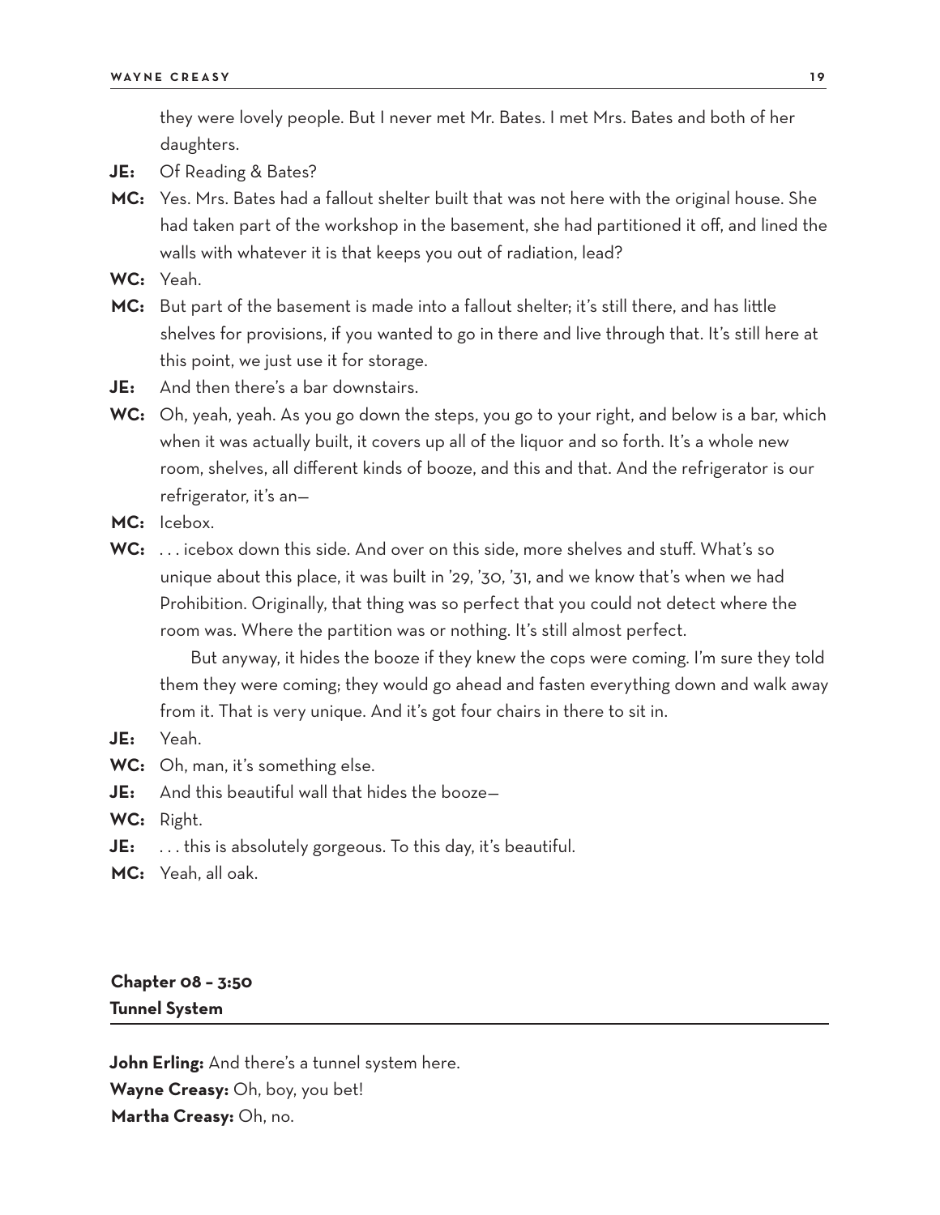they were lovely people. But I never met Mr. Bates. I met Mrs. Bates and both of her daughters.

**JE:** Of Reading & Bates?

**MC:** Yes. Mrs. Bates had a fallout shelter built that was not here with the original house. She had taken part of the workshop in the basement, she had partitioned it off, and lined the walls with whatever it is that keeps you out of radiation, lead?

**WC:** Yeah.

**MC:** But part of the basement is made into a fallout shelter; it's still there, and has little shelves for provisions, if you wanted to go in there and live through that. It's still here at this point, we just use it for storage.

**JE:** And then there's a bar downstairs.

**WC:** Oh, yeah, yeah. As you go down the steps, you go to your right, and below is a bar, which when it was actually built, it covers up all of the liquor and so forth. It's a whole new room, shelves, all different kinds of booze, and this and that. And the refrigerator is our refrigerator, it's an—

**MC:** Icebox.

**WC:** . . . icebox down this side. And over on this side, more shelves and stuff. What's so unique about this place, it was built in '29, '30, '31, and we know that's when we had Prohibition. Originally, that thing was so perfect that you could not detect where the room was. Where the partition was or nothing. It's still almost perfect.

But anyway, it hides the booze if they knew the cops were coming. I'm sure they told them they were coming; they would go ahead and fasten everything down and walk away from it. That is very unique. And it's got four chairs in there to sit in.

**JE:** Yeah.

**WC:** Oh, man, it's something else.

**JE:** And this beautiful wall that hides the booze—

**WC:** Right.

**JE:** . . . this is absolutely gorgeous. To this day, it's beautiful.

**MC:** Yeah, all oak.

## Chapter 08 – 3:50
## Tunnel System

**John Erling:** And there's a tunnel system here.

**Wayne Creasy:** Oh, boy, you bet!

**Martha Creasy:** Oh, no.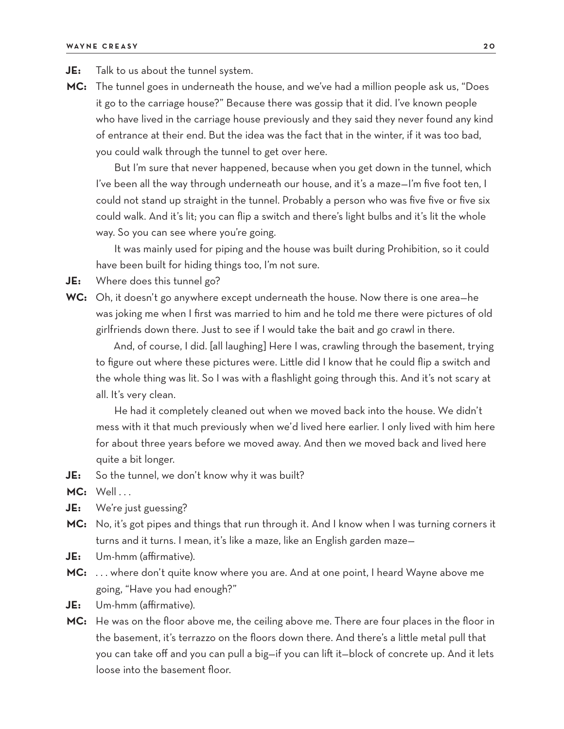**JE:** Talk to us about the tunnel system.

**MC:** The tunnel goes in underneath the house, and we've had a million people ask us, "Does it go to the carriage house?" Because there was gossip that it did. I've known people who have lived in the carriage house previously and they said they never found any kind of entrance at their end. But the idea was the fact that in the winter, if it was too bad, you could walk through the tunnel to get over here.

But I'm sure that never happened, because when you get down in the tunnel, which I've been all the way through underneath our house, and it's a maze—I'm five foot ten, I could not stand up straight in the tunnel. Probably a person who was five five or five six could walk. And it's lit; you can flip a switch and there's light bulbs and it's lit the whole way. So you can see where you're going.

It was mainly used for piping and the house was built during Prohibition, so it could have been built for hiding things too, I'm not sure.

**JE:** Where does this tunnel go?

**WC:** Oh, it doesn't go anywhere except underneath the house. Now there is one area—he was joking me when I first was married to him and he told me there were pictures of old girlfriends down there. Just to see if I would take the bait and go crawl in there.

And, of course, I did. [all laughing] Here I was, crawling through the basement, trying to figure out where these pictures were. Little did I know that he could flip a switch and the whole thing was lit. So I was with a flashlight going through this. And it's not scary at all. It's very clean.

He had it completely cleaned out when we moved back into the house. We didn't mess with it that much previously when we'd lived here earlier. I only lived with him here for about three years before we moved away. And then we moved back and lived here quite a bit longer.

**JE:** So the tunnel, we don't know why it was built?

**MC:** Well . . .

**JE:** We're just guessing?

**MC:** No, it's got pipes and things that run through it. And I know when I was turning corners it turns and it turns. I mean, it's like a maze, like an English garden maze—

**JE:** Um-hmm (affirmative).

**MC:** . . . where don't quite know where you are. And at one point, I heard Wayne above me going, "Have you had enough?"

**JE:** Um-hmm (affirmative).

**MC:** He was on the floor above me, the ceiling above me. There are four places in the floor in the basement, it's terrazzo on the floors down there. And there's a little metal pull that you can take off and you can pull a big—if you can lift it—block of concrete up. And it lets loose into the basement floor.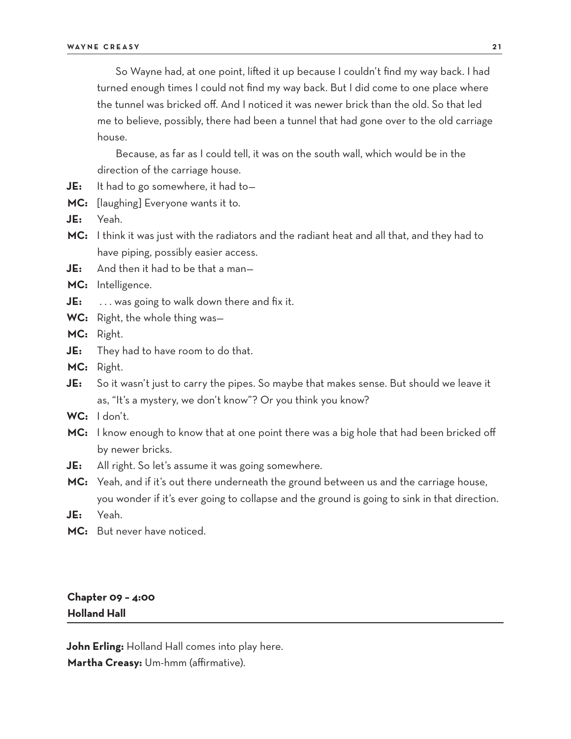So Wayne had, at one point, lifted it up because I couldn't find my way back. I had turned enough times I could not find my way back. But I did come to one place where the tunnel was bricked off. And I noticed it was newer brick than the old. So that led me to believe, possibly, there had been a tunnel that had gone over to the old carriage house.

Because, as far as I could tell, it was on the south wall, which would be in the direction of the carriage house.

**JE:** It had to go somewhere, it had to—

**MC:** [laughing] Everyone wants it to.

**JE:** Yeah.

**MC:** I think it was just with the radiators and the radiant heat and all that, and they had to have piping, possibly easier access.

**JE:** And then it had to be that a man—

**MC:** Intelligence.

**JE:** . . . was going to walk down there and fix it.

**WC:** Right, the whole thing was—

**MC:** Right.

**JE:** They had to have room to do that.

**MC:** Right.

**JE:** So it wasn't just to carry the pipes. So maybe that makes sense. But should we leave it as, "It's a mystery, we don't know"? Or you think you know?

**WC:** I don't.

**MC:** I know enough to know that at one point there was a big hole that had been bricked off by newer bricks.

**JE:** All right. So let's assume it was going somewhere.

**MC:** Yeah, and if it's out there underneath the ground between us and the carriage house, you wonder if it's ever going to collapse and the ground is going to sink in that direction.

**JE:** Yeah.

**MC:** But never have noticed.

## Chapter 09 – 4:00
## Holland Hall

**John Erling:** Holland Hall comes into play here.

**Martha Creasy:** Um-hmm (affirmative).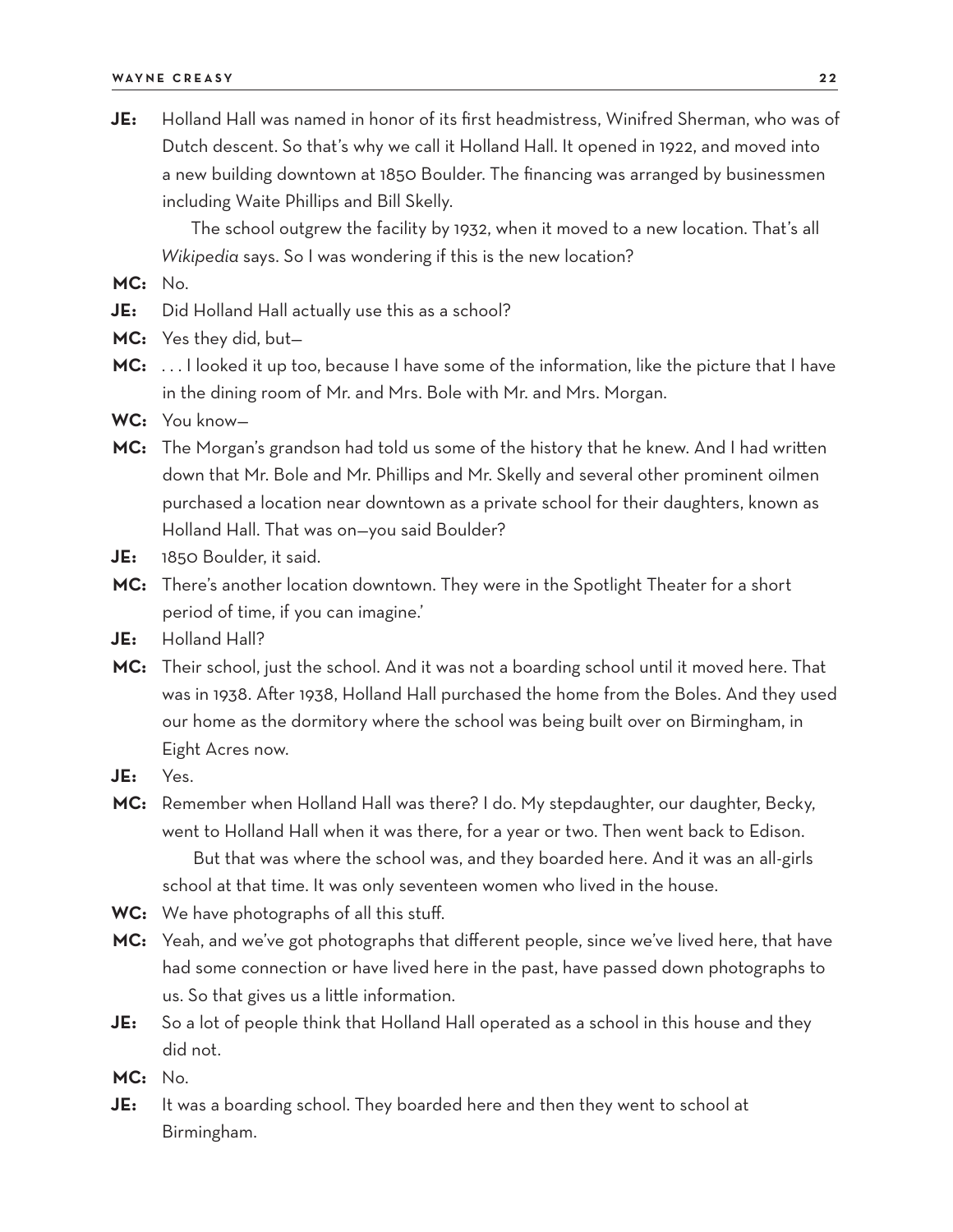**JE:** Holland Hall was named in honor of its first headmistress, Winifred Sherman, who was of Dutch descent. So that's why we call it Holland Hall. It opened in 1922, and moved into a new building downtown at 1850 Boulder. The financing was arranged by businessmen including Waite Phillips and Bill Skelly.

The school outgrew the facility by 1932, when it moved to a new location. That's all *Wikipedia* says. So I was wondering if this is the new location?

**MC:** No.

**JE:** Did Holland Hall actually use this as a school?

**MC:** Yes they did, but—

**MC:** . . . I looked it up too, because I have some of the information, like the picture that I have in the dining room of Mr. and Mrs. Bole with Mr. and Mrs. Morgan.

**WC:** You know—

**MC:** The Morgan's grandson had told us some of the history that he knew. And I had written down that Mr. Bole and Mr. Phillips and Mr. Skelly and several other prominent oilmen purchased a location near downtown as a private school for their daughters, known as Holland Hall. That was on—you said Boulder?

**JE:** 1850 Boulder, it said.

**MC:** There's another location downtown. They were in the Spotlight Theater for a short period of time, if you can imagine.'

**JE:** Holland Hall?

**MC:** Their school, just the school. And it was not a boarding school until it moved here. That was in 1938. After 1938, Holland Hall purchased the home from the Boles. And they used our home as the dormitory where the school was being built over on Birmingham, in Eight Acres now.

**JE:** Yes.

**MC:** Remember when Holland Hall was there? I do. My stepdaughter, our daughter, Becky, went to Holland Hall when it was there, for a year or two. Then went back to Edison.

But that was where the school was, and they boarded here. And it was an all-girls school at that time. It was only seventeen women who lived in the house.

**WC:** We have photographs of all this stuff.

**MC:** Yeah, and we've got photographs that different people, since we've lived here, that have had some connection or have lived here in the past, have passed down photographs to us. So that gives us a little information.

**JE:** So a lot of people think that Holland Hall operated as a school in this house and they did not.

**MC:** No.

**JE:** It was a boarding school. They boarded here and then they went to school at Birmingham.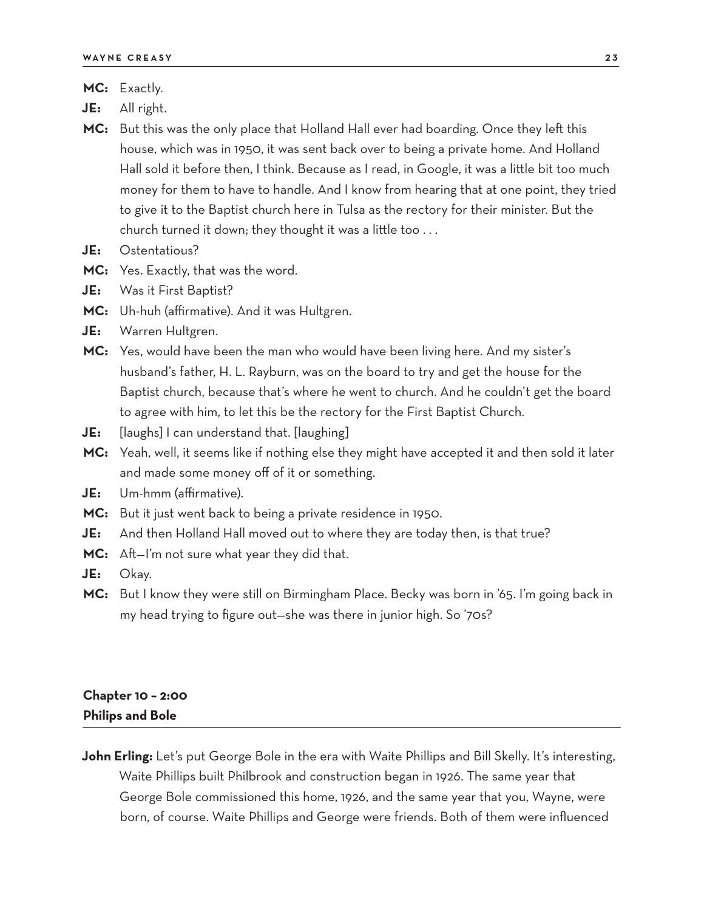**MC:** Exactly.

**JE:** All right.

**MC:** But this was the only place that Holland Hall ever had boarding. Once they left this house, which was in 1950, it was sent back over to being a private home. And Holland Hall sold it before then, I think. Because as I read, in Google, it was a little bit too much money for them to have to handle. And I know from hearing that at one point, they tried to give it to the Baptist church here in Tulsa as the rectory for their minister. But the church turned it down; they thought it was a little too . . .

**JE:** Ostentatious?

**MC:** Yes. Exactly, that was the word.

**JE:** Was it First Baptist?

**MC:** Uh-huh (affirmative). And it was Hultgren.

**JE:** Warren Hultgren.

**MC:** Yes, would have been the man who would have been living here. And my sister's husband's father, H. L. Rayburn, was on the board to try and get the house for the Baptist church, because that's where he went to church. And he couldn't get the board to agree with him, to let this be the rectory for the First Baptist Church.

**JE:** [laughs] I can understand that. [laughing]

**MC:** Yeah, well, it seems like if nothing else they might have accepted it and then sold it later and made some money off of it or something.

**JE:** Um-hmm (affirmative).

**MC:** But it just went back to being a private residence in 1950.

**JE:** And then Holland Hall moved out to where they are today then, is that true?

**MC:** Aft—I'm not sure what year they did that.

**JE:** Okay.

**MC:** But I know they were still on Birmingham Place. Becky was born in '65. I'm going back in my head trying to figure out—she was there in junior high. So '70s?

## Chapter 10 – 2:00
## Philips and Bole

**John Erling:** Let's put George Bole in the era with Waite Phillips and Bill Skelly. It's interesting, Waite Phillips built Philbrook and construction began in 1926. The same year that George Bole commissioned this home, 1926, and the same year that you, Wayne, were born, of course. Waite Phillips and George were friends. Both of them were influenced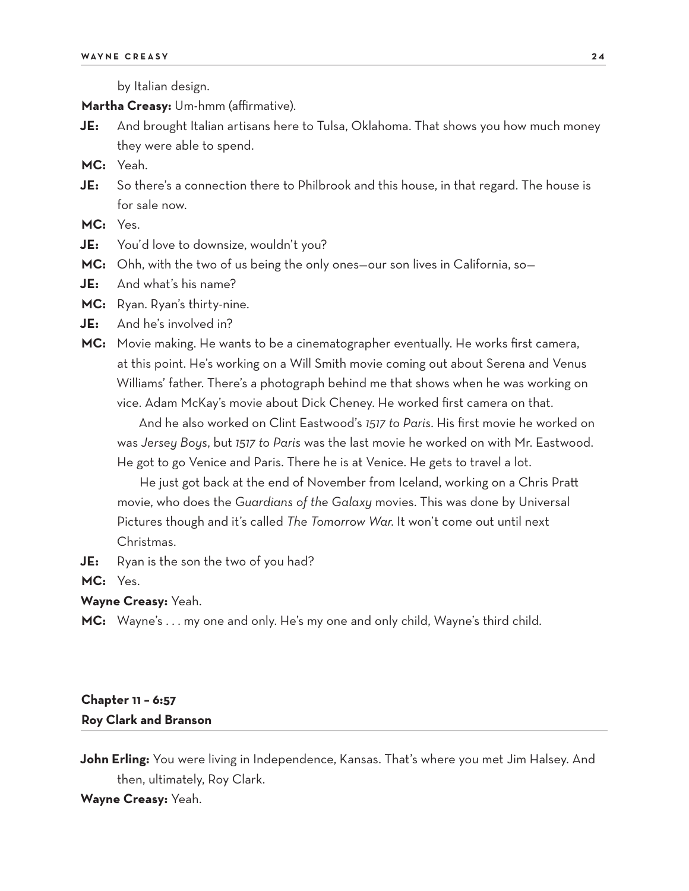by Italian design.

**Martha Creasy:** Um-hmm (affirmative).

**JE:** And brought Italian artisans here to Tulsa, Oklahoma. That shows you how much money they were able to spend.

**MC:** Yeah.

**JE:** So there's a connection there to Philbrook and this house, in that regard. The house is for sale now.

**MC:** Yes.

**JE:** You'd love to downsize, wouldn't you?

**MC:** Ohh, with the two of us being the only ones—our son lives in California, so—

**JE:** And what's his name?

**MC:** Ryan. Ryan's thirty-nine.

**JE:** And he's involved in?

**MC:** Movie making. He wants to be a cinematographer eventually. He works first camera, at this point. He's working on a Will Smith movie coming out about Serena and Venus Williams' father. There's a photograph behind me that shows when he was working on vice. Adam McKay's movie about Dick Cheney. He worked first camera on that.

And he also worked on Clint Eastwood's *1517 to Paris*. His first movie he worked on was *Jersey Boys*, but *1517 to Paris* was the last movie he worked on with Mr. Eastwood. He got to go Venice and Paris. There he is at Venice. He gets to travel a lot.

He just got back at the end of November from Iceland, working on a Chris Pratt movie, who does the *Guardians of the Galaxy* movies. This was done by Universal Pictures though and it's called *The Tomorrow War*. It won't come out until next Christmas.

**JE:** Ryan is the son the two of you had?

**MC:** Yes.

**Wayne Creasy:** Yeah.

**MC:** Wayne's . . . my one and only. He's my one and only child, Wayne's third child.

## Chapter 11 – 6:57
## Roy Clark and Branson

**John Erling:** You were living in Independence, Kansas. That's where you met Jim Halsey. And then, ultimately, Roy Clark.

**Wayne Creasy:** Yeah.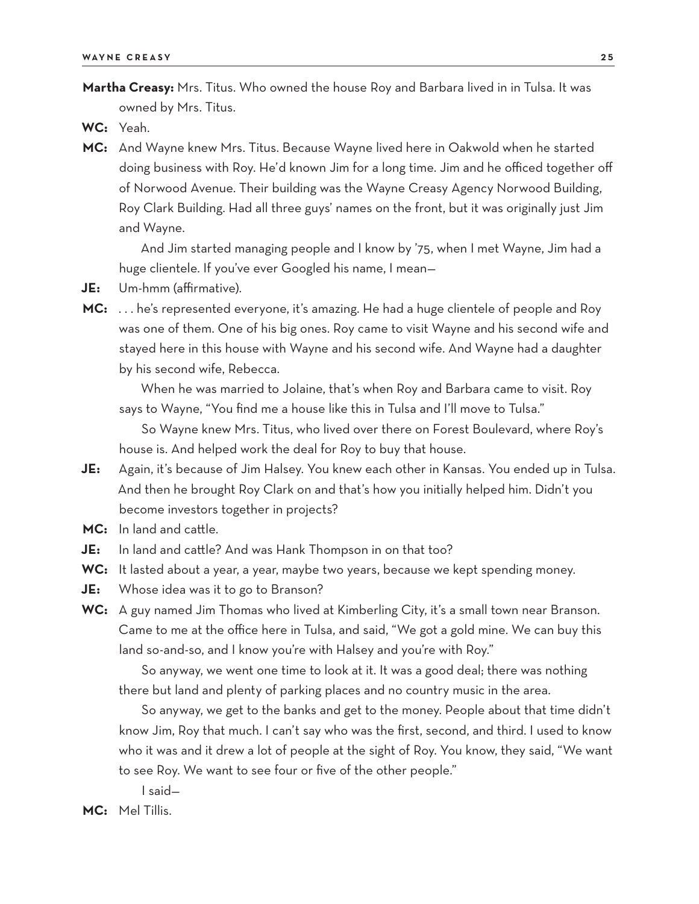**Martha Creasy:** Mrs. Titus. Who owned the house Roy and Barbara lived in in Tulsa. It was owned by Mrs. Titus.

**WC:** Yeah.

**MC:** And Wayne knew Mrs. Titus. Because Wayne lived here in Oakwold when he started doing business with Roy. He'd known Jim for a long time. Jim and he officed together off of Norwood Avenue. Their building was the Wayne Creasy Agency Norwood Building, Roy Clark Building. Had all three guys' names on the front, but it was originally just Jim and Wayne.

And Jim started managing people and I know by '75, when I met Wayne, Jim had a huge clientele. If you've ever Googled his name, I mean—

**JE:** Um-hmm (affirmative).

**MC:** . . . he's represented everyone, it's amazing. He had a huge clientele of people and Roy was one of them. One of his big ones. Roy came to visit Wayne and his second wife and stayed here in this house with Wayne and his second wife. And Wayne had a daughter by his second wife, Rebecca.

When he was married to Jolaine, that's when Roy and Barbara came to visit. Roy says to Wayne, "You find me a house like this in Tulsa and I'll move to Tulsa."

So Wayne knew Mrs. Titus, who lived over there on Forest Boulevard, where Roy's house is. And helped work the deal for Roy to buy that house.

**JE:** Again, it's because of Jim Halsey. You knew each other in Kansas. You ended up in Tulsa. And then he brought Roy Clark on and that's how you initially helped him. Didn't you become investors together in projects?

**MC:** In land and cattle.

**JE:** In land and cattle? And was Hank Thompson in on that too?

**WC:** It lasted about a year, a year, maybe two years, because we kept spending money.

**JE:** Whose idea was it to go to Branson?

**WC:** A guy named Jim Thomas who lived at Kimberling City, it's a small town near Branson. Came to me at the office here in Tulsa, and said, "We got a gold mine. We can buy this land so-and-so, and I know you're with Halsey and you're with Roy."

So anyway, we went one time to look at it. It was a good deal; there was nothing there but land and plenty of parking places and no country music in the area.

So anyway, we get to the banks and get to the money. People about that time didn't know Jim, Roy that much. I can't say who was the first, second, and third. I used to know who it was and it drew a lot of people at the sight of Roy. You know, they said, "We want to see Roy. We want to see four or five of the other people."

I said—

**MC:** Mel Tillis.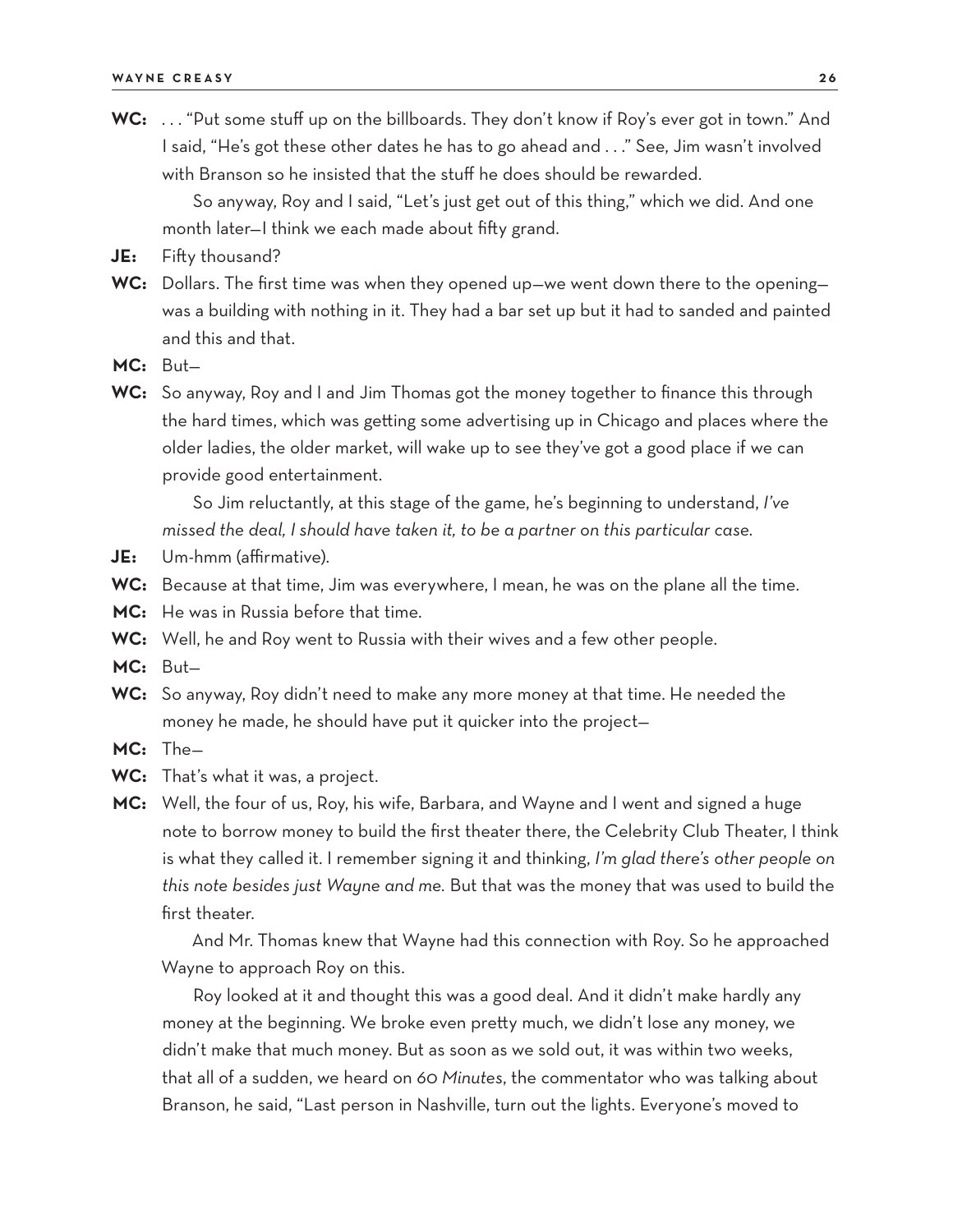**WC:** . . . "Put some stuff up on the billboards. They don't know if Roy's ever got in town." And I said, "He's got these other dates he has to go ahead and . . ." See, Jim wasn't involved with Branson so he insisted that the stuff he does should be rewarded.

So anyway, Roy and I said, "Let's just get out of this thing," which we did. And one month later—I think we each made about fifty grand.

**JE:** Fifty thousand?

**WC:** Dollars. The first time was when they opened up—we went down there to the opening—was a building with nothing in it. They had a bar set up but it had to sanded and painted and this and that.

**MC:** But—

**WC:** So anyway, Roy and I and Jim Thomas got the money together to finance this through the hard times, which was getting some advertising up in Chicago and places where the older ladies, the older market, will wake up to see they've got a good place if we can provide good entertainment.

So Jim reluctantly, at this stage of the game, he's beginning to understand, *I've missed the deal, I should have taken it, to be a partner on this particular case.*

**JE:** Um-hmm (affirmative).

**WC:** Because at that time, Jim was everywhere, I mean, he was on the plane all the time.

**MC:** He was in Russia before that time.

**WC:** Well, he and Roy went to Russia with their wives and a few other people.

**MC:** But—

**WC:** So anyway, Roy didn't need to make any more money at that time. He needed the money he made, he should have put it quicker into the project—

**MC:** The—

**WC:** That's what it was, a project.

**MC:** Well, the four of us, Roy, his wife, Barbara, and Wayne and I went and signed a huge note to borrow money to build the first theater there, the Celebrity Club Theater, I think is what they called it. I remember signing it and thinking, *I'm glad there's other people on this note besides just Wayne and me.* But that was the money that was used to build the first theater.

And Mr. Thomas knew that Wayne had this connection with Roy. So he approached Wayne to approach Roy on this.

Roy looked at it and thought this was a good deal. And it didn't make hardly any money at the beginning. We broke even pretty much, we didn't lose any money, we didn't make that much money. But as soon as we sold out, it was within two weeks, that all of a sudden, we heard on *60 Minutes*, the commentator who was talking about Branson, he said, "Last person in Nashville, turn out the lights. Everyone's moved to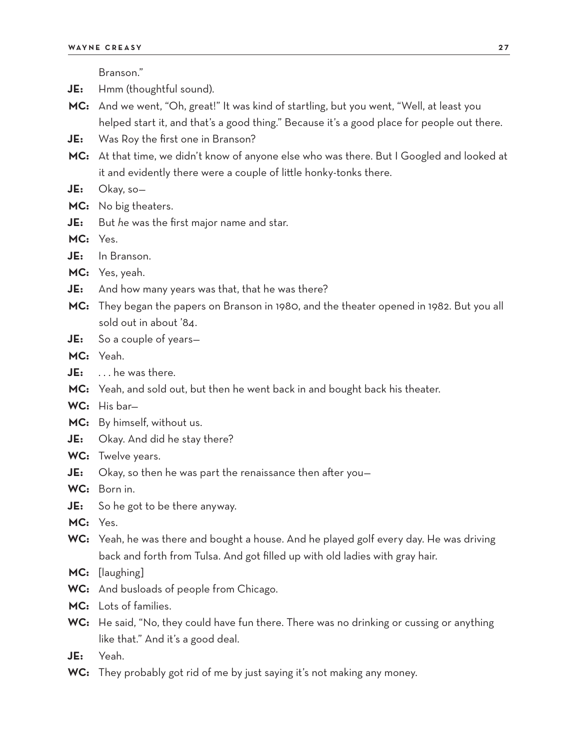Branson."

**JE:** Hmm (thoughtful sound).

**MC:** And we went, "Oh, great!" It was kind of startling, but you went, "Well, at least you helped start it, and that's a good thing." Because it's a good place for people out there.

**JE:** Was Roy the first one in Branson?

**MC:** At that time, we didn't know of anyone else who was there. But I Googled and looked at it and evidently there were a couple of little honky-tonks there.

**JE:** Okay, so—

**MC:** No big theaters.

**JE:** But *he* was the first major name and star.

**MC:** Yes.

**JE:** In Branson.

**MC:** Yes, yeah.

**JE:** And how many years was that, that he was there?

**MC:** They began the papers on Branson in 1980, and the theater opened in 1982. But you all sold out in about '84.

**JE:** So a couple of years—

**MC:** Yeah.

**JE:** . . . he was there.

**MC:** Yeah, and sold out, but then he went back in and bought back his theater.

**WC:** His bar—

**MC:** By himself, without us.

**JE:** Okay. And did he stay there?

**WC:** Twelve years.

**JE:** Okay, so then he was part the renaissance then after you—

**WC:** Born in.

**JE:** So he got to be there anyway.

**MC:** Yes.

**WC:** Yeah, he was there and bought a house. And he played golf every day. He was driving back and forth from Tulsa. And got filled up with old ladies with gray hair.

**MC:** [laughing]

**WC:** And busloads of people from Chicago.

**MC:** Lots of families.

**WC:** He said, "No, they could have fun there. There was no drinking or cussing or anything like that." And it's a good deal.

**JE:** Yeah.

**WC:** They probably got rid of me by just saying it's not making any money.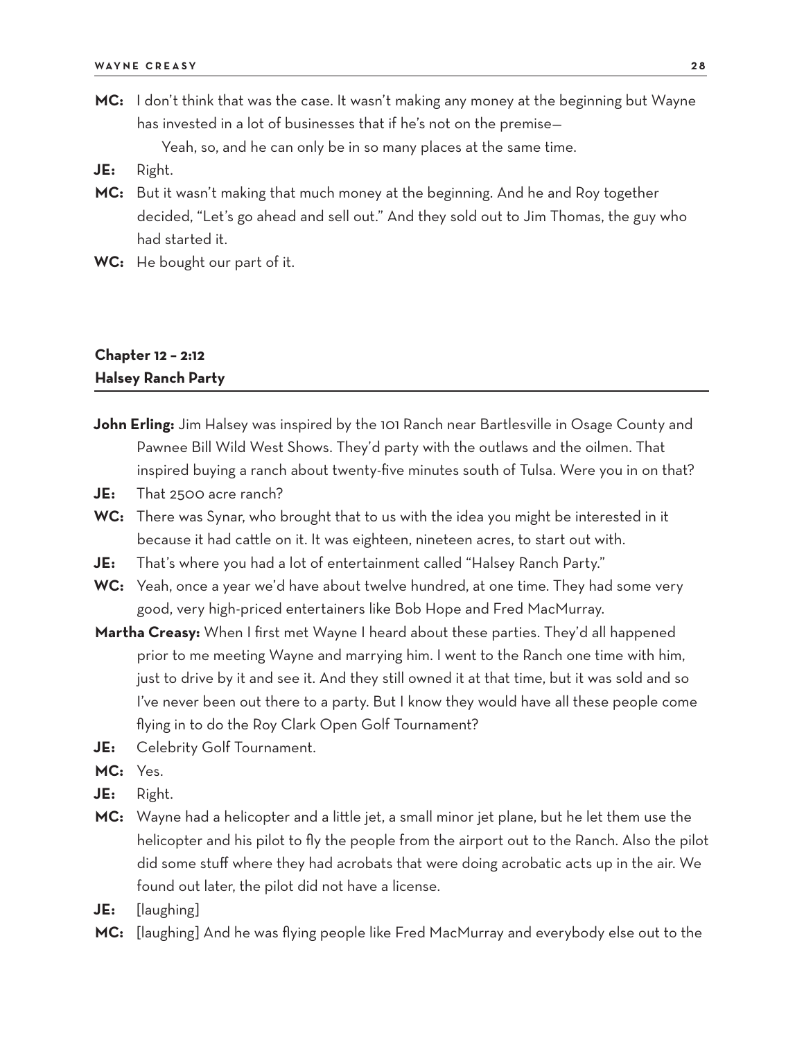**MC:** I don't think that was the case. It wasn't making any money at the beginning but Wayne has invested in a lot of businesses that if he's not on the premise—

Yeah, so, and he can only be in so many places at the same time.

**JE:** Right.

**MC:** But it wasn't making that much money at the beginning. And he and Roy together decided, "Let's go ahead and sell out." And they sold out to Jim Thomas, the guy who had started it.

**WC:** He bought our part of it.

## Chapter 12 – 2:12
## Halsey Ranch Party

**John Erling:** Jim Halsey was inspired by the 101 Ranch near Bartlesville in Osage County and Pawnee Bill Wild West Shows. They'd party with the outlaws and the oilmen. That inspired buying a ranch about twenty-five minutes south of Tulsa. Were you in on that?

**JE:** That 2500 acre ranch?

**WC:** There was Synar, who brought that to us with the idea you might be interested in it because it had cattle on it. It was eighteen, nineteen acres, to start out with.

**JE:** That's where you had a lot of entertainment called "Halsey Ranch Party."

**WC:** Yeah, once a year we'd have about twelve hundred, at one time. They had some very good, very high-priced entertainers like Bob Hope and Fred MacMurray.

**Martha Creasy:** When I first met Wayne I heard about these parties. They'd all happened prior to me meeting Wayne and marrying him. I went to the Ranch one time with him, just to drive by it and see it. And they still owned it at that time, but it was sold and so I've never been out there to a party. But I know they would have all these people come flying in to do the Roy Clark Open Golf Tournament?

**JE:** Celebrity Golf Tournament.

**MC:** Yes.

**JE:** Right.

**MC:** Wayne had a helicopter and a little jet, a small minor jet plane, but he let them use the helicopter and his pilot to fly the people from the airport out to the Ranch. Also the pilot did some stuff where they had acrobats that were doing acrobatic acts up in the air. We found out later, the pilot did not have a license.

**JE:** [laughing]

**MC:** [laughing] And he was flying people like Fred MacMurray and everybody else out to the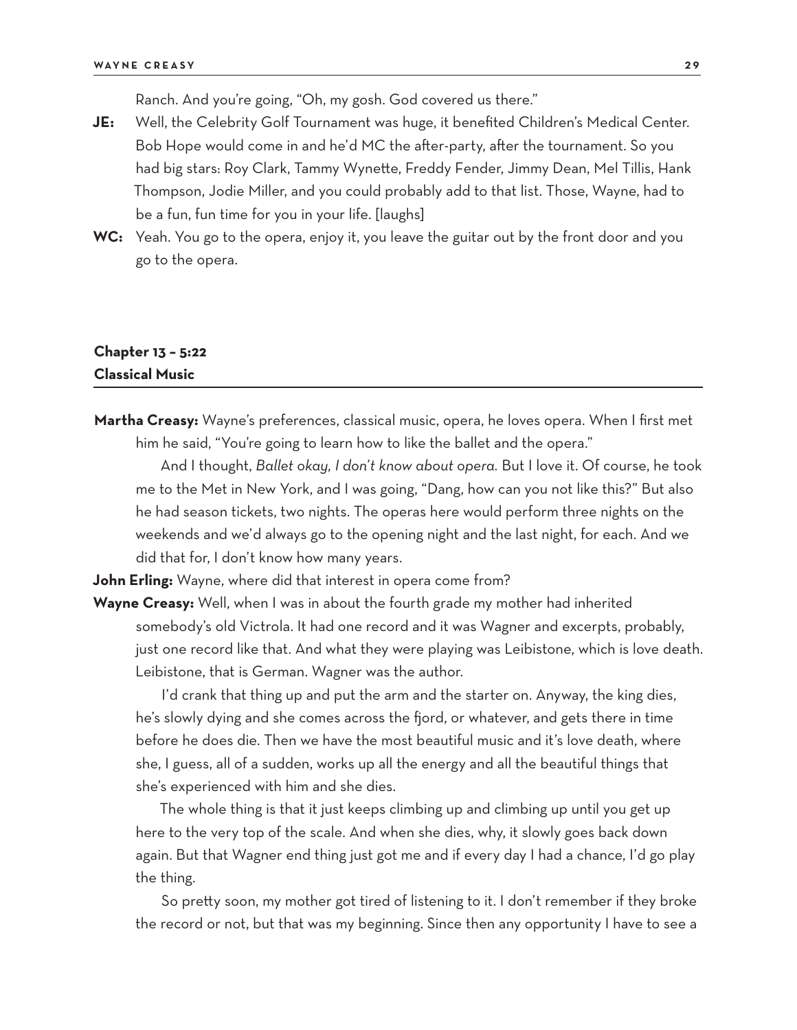Ranch. And you're going, "Oh, my gosh. God covered us there."

**JE:** Well, the Celebrity Golf Tournament was huge, it benefited Children's Medical Center. Bob Hope would come in and he'd MC the after-party, after the tournament. So you had big stars: Roy Clark, Tammy Wynette, Freddy Fender, Jimmy Dean, Mel Tillis, Hank Thompson, Jodie Miller, and you could probably add to that list. Those, Wayne, had to be a fun, fun time for you in your life. [laughs]

**WC:** Yeah. You go to the opera, enjoy it, you leave the guitar out by the front door and you go to the opera.

## Chapter 13 – 5:22
## Classical Music

**Martha Creasy:** Wayne's preferences, classical music, opera, he loves opera. When I first met him he said, "You're going to learn how to like the ballet and the opera."

And I thought, *Ballet okay, I don't know about opera.* But I love it. Of course, he took me to the Met in New York, and I was going, "Dang, how can you not like this?" But also he had season tickets, two nights. The operas here would perform three nights on the weekends and we'd always go to the opening night and the last night, for each. And we did that for, I don't know how many years.

**John Erling:** Wayne, where did that interest in opera come from?

**Wayne Creasy:** Well, when I was in about the fourth grade my mother had inherited somebody's old Victrola. It had one record and it was Wagner and excerpts, probably, just one record like that. And what they were playing was Leibistone, which is love death. Leibistone, that is German. Wagner was the author.

I'd crank that thing up and put the arm and the starter on. Anyway, the king dies, he's slowly dying and she comes across the fjord, or whatever, and gets there in time before he does die. Then we have the most beautiful music and it's love death, where she, I guess, all of a sudden, works up all the energy and all the beautiful things that she's experienced with him and she dies.

The whole thing is that it just keeps climbing up and climbing up until you get up here to the very top of the scale. And when she dies, why, it slowly goes back down again. But that Wagner end thing just got me and if every day I had a chance, I'd go play the thing.

So pretty soon, my mother got tired of listening to it. I don't remember if they broke the record or not, but that was my beginning. Since then any opportunity I have to see a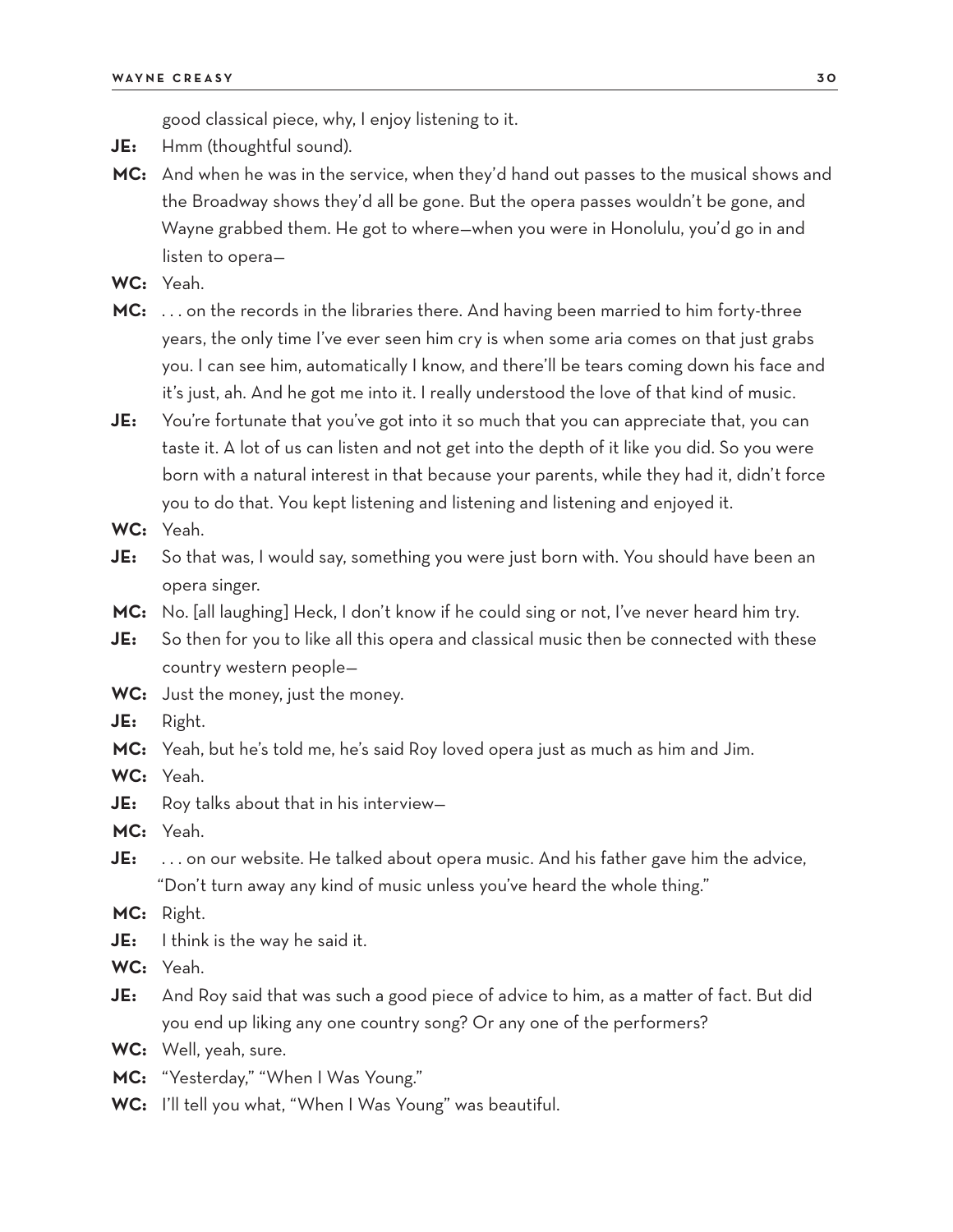good classical piece, why, I enjoy listening to it.

**JE:** Hmm (thoughtful sound).

**MC:** And when he was in the service, when they'd hand out passes to the musical shows and the Broadway shows they'd all be gone. But the opera passes wouldn't be gone, and Wayne grabbed them. He got to where—when you were in Honolulu, you'd go in and listen to opera—

**WC:** Yeah.

**MC:** . . . on the records in the libraries there. And having been married to him forty-three years, the only time I've ever seen him cry is when some aria comes on that just grabs you. I can see him, automatically I know, and there'll be tears coming down his face and it's just, ah. And he got me into it. I really understood the love of that kind of music.

**JE:** You're fortunate that you've got into it so much that you can appreciate that, you can taste it. A lot of us can listen and not get into the depth of it like you did. So you were born with a natural interest in that because your parents, while they had it, didn't force you to do that. You kept listening and listening and listening and enjoyed it.

**WC:** Yeah.

**JE:** So that was, I would say, something you were just born with. You should have been an opera singer.

**MC:** No. [all laughing] Heck, I don't know if he could sing or not, I've never heard him try.

**JE:** So then for you to like all this opera and classical music then be connected with these country western people—

**WC:** Just the money, just the money.

**JE:** Right.

**MC:** Yeah, but he's told me, he's said Roy loved opera just as much as him and Jim.

**WC:** Yeah.

**JE:** Roy talks about that in his interview—

**MC:** Yeah.

**JE:** . . . on our website. He talked about opera music. And his father gave him the advice, "Don't turn away any kind of music unless you've heard the whole thing."

**MC:** Right.

**JE:** I think is the way he said it.

**WC:** Yeah.

**JE:** And Roy said that was such a good piece of advice to him, as a matter of fact. But did you end up liking any one country song? Or any one of the performers?

**WC:** Well, yeah, sure.

**MC:** "Yesterday," "When I Was Young."

**WC:** I'll tell you what, "When I Was Young" was beautiful.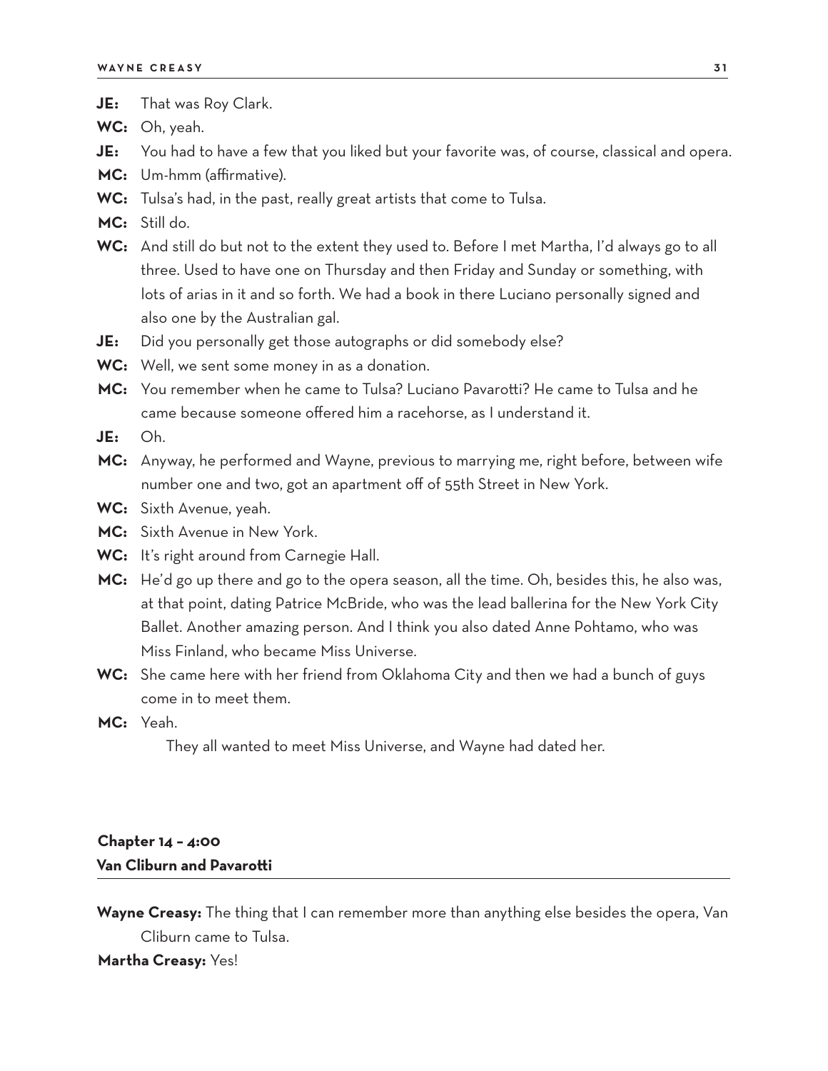**JE:** That was Roy Clark.

**WC:** Oh, yeah.

**JE:** You had to have a few that you liked but your favorite was, of course, classical and opera.

**MC:** Um-hmm (affirmative).

**WC:** Tulsa's had, in the past, really great artists that come to Tulsa.

**MC:** Still do.

**WC:** And still do but not to the extent they used to. Before I met Martha, I'd always go to all three. Used to have one on Thursday and then Friday and Sunday or something, with lots of arias in it and so forth. We had a book in there Luciano personally signed and also one by the Australian gal.

**JE:** Did you personally get those autographs or did somebody else?

**WC:** Well, we sent some money in as a donation.

**MC:** You remember when he came to Tulsa? Luciano Pavarotti? He came to Tulsa and he came because someone offered him a racehorse, as I understand it.

**JE:** Oh.

**MC:** Anyway, he performed and Wayne, previous to marrying me, right before, between wife number one and two, got an apartment off of 55th Street in New York.

**WC:** Sixth Avenue, yeah.

**MC:** Sixth Avenue in New York.

**WC:** It's right around from Carnegie Hall.

**MC:** He'd go up there and go to the opera season, all the time. Oh, besides this, he also was, at that point, dating Patrice McBride, who was the lead ballerina for the New York City Ballet. Another amazing person. And I think you also dated Anne Pohtamo, who was Miss Finland, who became Miss Universe.

**WC:** She came here with her friend from Oklahoma City and then we had a bunch of guys come in to meet them.

**MC:** Yeah.

They all wanted to meet Miss Universe, and Wayne had dated her.

## Chapter 14 – 4:00
## Van Cliburn and Pavarotti

**Wayne Creasy:** The thing that I can remember more than anything else besides the opera, Van Cliburn came to Tulsa.

**Martha Creasy:** Yes!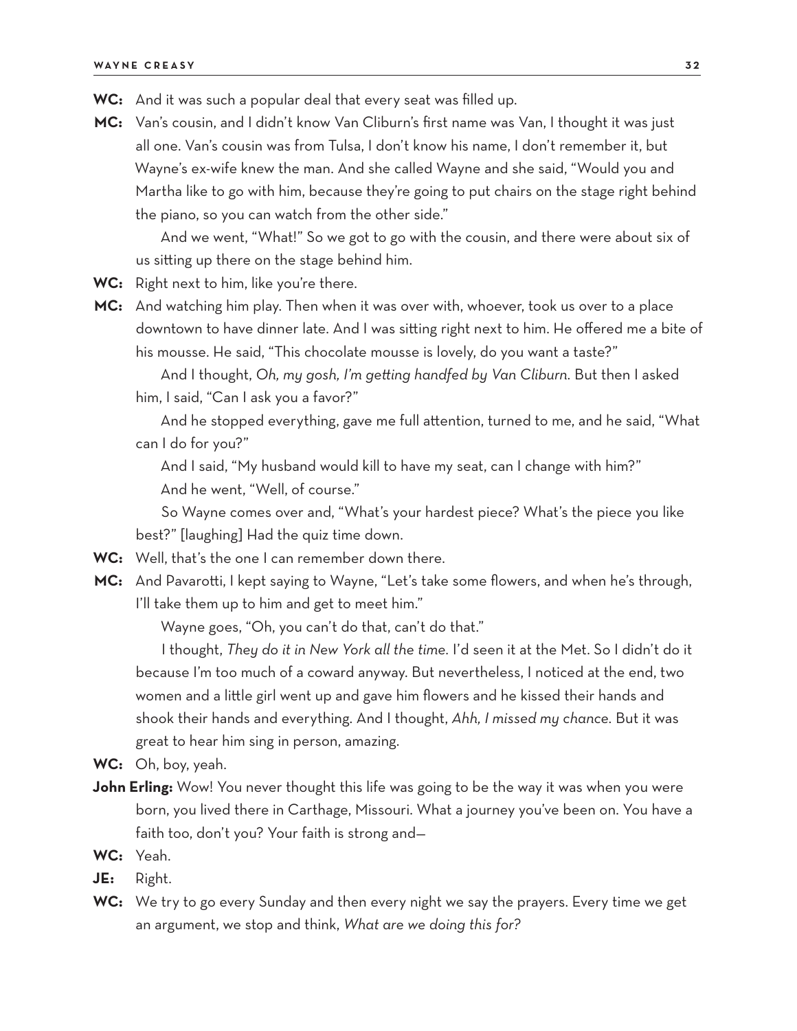**WC:** And it was such a popular deal that every seat was filled up.

**MC:** Van's cousin, and I didn't know Van Cliburn's first name was Van, I thought it was just all one. Van's cousin was from Tulsa, I don't know his name, I don't remember it, but Wayne's ex-wife knew the man. And she called Wayne and she said, "Would you and Martha like to go with him, because they're going to put chairs on the stage right behind the piano, so you can watch from the other side."

And we went, "What!" So we got to go with the cousin, and there were about six of us sitting up there on the stage behind him.

**WC:** Right next to him, like you're there.

**MC:** And watching him play. Then when it was over with, whoever, took us over to a place downtown to have dinner late. And I was sitting right next to him. He offered me a bite of his mousse. He said, "This chocolate mousse is lovely, do you want a taste?"

And I thought, *Oh, my gosh, I'm getting handfed by Van Cliburn.* But then I asked him, I said, "Can I ask you a favor?"

And he stopped everything, gave me full attention, turned to me, and he said, "What can I do for you?"

And I said, "My husband would kill to have my seat, can I change with him?"

And he went, "Well, of course."

So Wayne comes over and, "What's your hardest piece? What's the piece you like best?" [laughing] Had the quiz time down.

**WC:** Well, that's the one I can remember down there.

**MC:** And Pavarotti, I kept saying to Wayne, "Let's take some flowers, and when he's through, I'll take them up to him and get to meet him."

Wayne goes, "Oh, you can't do that, can't do that."

I thought, *They do it in New York all the time.* I'd seen it at the Met. So I didn't do it because I'm too much of a coward anyway. But nevertheless, I noticed at the end, two women and a little girl went up and gave him flowers and he kissed their hands and shook their hands and everything. And I thought, *Ahh, I missed my chance.* But it was great to hear him sing in person, amazing.

**WC:** Oh, boy, yeah.

**John Erling:** Wow! You never thought this life was going to be the way it was when you were born, you lived there in Carthage, Missouri. What a journey you've been on. You have a faith too, don't you? Your faith is strong and—

**WC:** Yeah.

**JE:** Right.

**WC:** We try to go every Sunday and then every night we say the prayers. Every time we get an argument, we stop and think, *What are we doing this for?*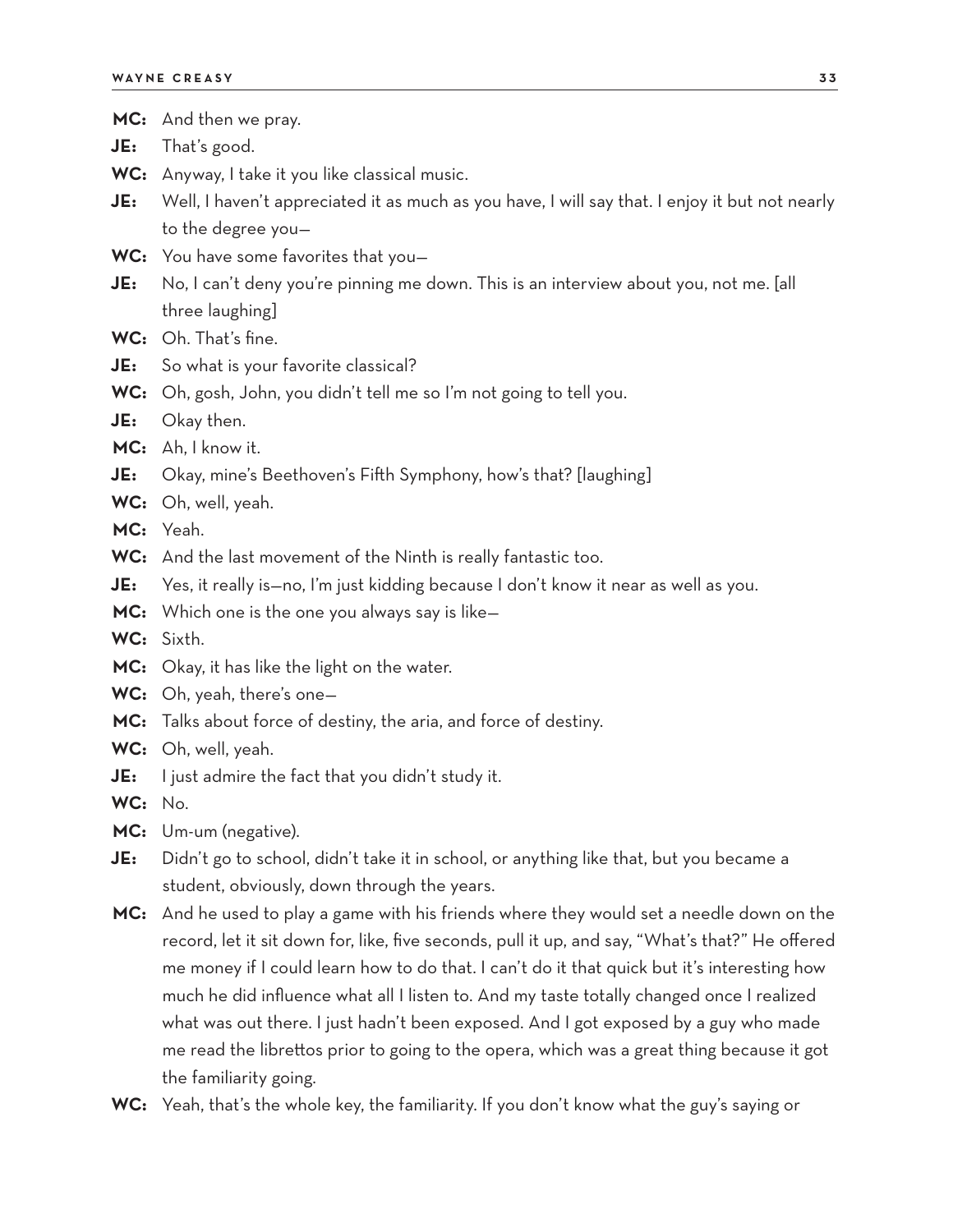**MC:** And then we pray.

**JE:** That's good.

**WC:** Anyway, I take it you like classical music.

**JE:** Well, I haven't appreciated it as much as you have, I will say that. I enjoy it but not nearly to the degree you—

**WC:** You have some favorites that you—

**JE:** No, I can't deny you're pinning me down. This is an interview about you, not me. [all three laughing]

**WC:** Oh. That's fine.

**JE:** So what is your favorite classical?

**WC:** Oh, gosh, John, you didn't tell me so I'm not going to tell you.

**JE:** Okay then.

**MC:** Ah, I know it.

**JE:** Okay, mine's Beethoven's Fifth Symphony, how's that? [laughing]

**WC:** Oh, well, yeah.

**MC:** Yeah.

**WC:** And the last movement of the Ninth is really fantastic too.

**JE:** Yes, it really is—no, I'm just kidding because I don't know it near as well as you.

**MC:** Which one is the one you always say is like—

**WC:** Sixth.

**MC:** Okay, it has like the light on the water.

**WC:** Oh, yeah, there's one—

**MC:** Talks about force of destiny, the aria, and force of destiny.

**WC:** Oh, well, yeah.

**JE:** I just admire the fact that you didn't study it.

**WC:** No.

**MC:** Um-um (negative).

**JE:** Didn't go to school, didn't take it in school, or anything like that, but you became a student, obviously, down through the years.

**MC:** And he used to play a game with his friends where they would set a needle down on the record, let it sit down for, like, five seconds, pull it up, and say, "What's that?" He offered me money if I could learn how to do that. I can't do it that quick but it's interesting how much he did influence what all I listen to. And my taste totally changed once I realized what was out there. I just hadn't been exposed. And I got exposed by a guy who made me read the librettos prior to going to the opera, which was a great thing because it got the familiarity going.

**WC:** Yeah, that's the whole key, the familiarity. If you don't know what the guy's saying or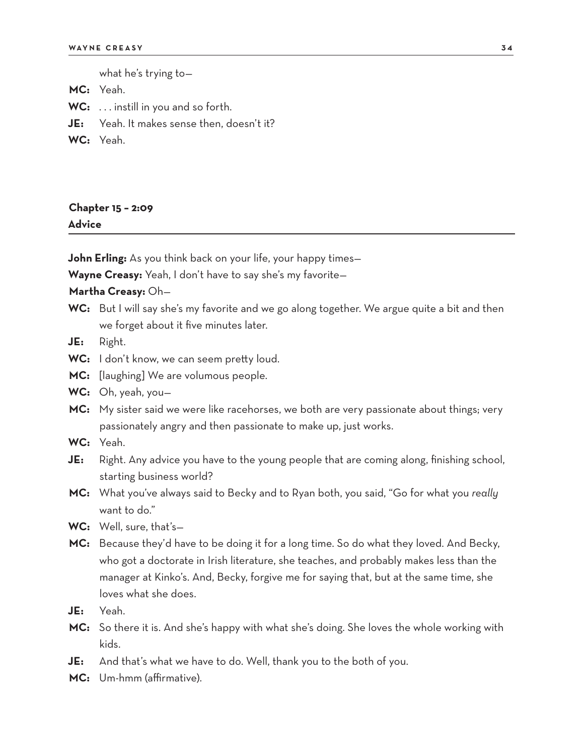what he's trying to—

**MC:** Yeah.

**WC:** . . . instill in you and so forth.

**JE:** Yeah. It makes sense then, doesn't it?

**WC:** Yeah.

## Chapter 15 – 2:09
## Advice

**John Erling:** As you think back on your life, your happy times—

**Wayne Creasy:** Yeah, I don't have to say she's my favorite—

**Martha Creasy:** Oh—

**WC:** But I will say she's my favorite and we go along together. We argue quite a bit and then we forget about it five minutes later.

**JE:** Right.

**WC:** I don't know, we can seem pretty loud.

**MC:** [laughing] We are volumous people.

**WC:** Oh, yeah, you—

**MC:** My sister said we were like racehorses, we both are very passionate about things; very passionately angry and then passionate to make up, just works.

**WC:** Yeah.

**JE:** Right. Any advice you have to the young people that are coming along, finishing school, starting business world?

**MC:** What you've always said to Becky and to Ryan both, you said, "Go for what you *really* want to do."

**WC:** Well, sure, that's—

**MC:** Because they'd have to be doing it for a long time. So do what they loved. And Becky, who got a doctorate in Irish literature, she teaches, and probably makes less than the manager at Kinko's. And, Becky, forgive me for saying that, but at the same time, she loves what she does.

**JE:** Yeah.

**MC:** So there it is. And she's happy with what she's doing. She loves the whole working with kids.

**JE:** And that's what we have to do. Well, thank you to the both of you.

**MC:** Um-hmm (affirmative).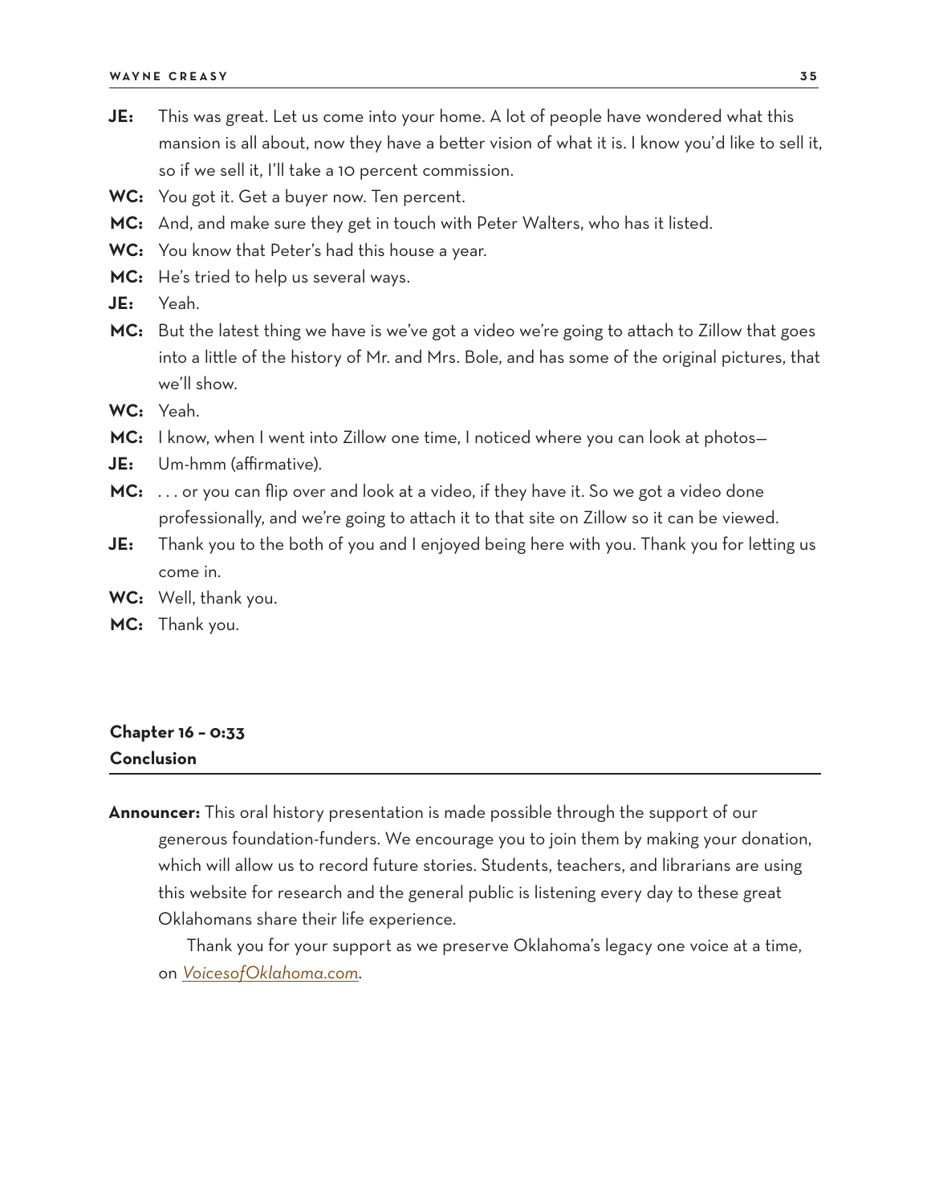**JE:** This was great. Let us come into your home. A lot of people have wondered what this mansion is all about, now they have a better vision of what it is. I know you'd like to sell it, so if we sell it, I'll take a 10 percent commission.

**WC:** You got it. Get a buyer now. Ten percent.

**MC:** And, and make sure they get in touch with Peter Walters, who has it listed.

**WC:** You know that Peter's had this house a year.

**MC:** He's tried to help us several ways.

**JE:** Yeah.

**MC:** But the latest thing we have is we've got a video we're going to attach to Zillow that goes into a little of the history of Mr. and Mrs. Bole, and has some of the original pictures, that we'll show.

**WC:** Yeah.

**MC:** I know, when I went into Zillow one time, I noticed where you can look at photos—

**JE:** Um-hmm (affirmative).

**MC:** . . . or you can flip over and look at a video, if they have it. So we got a video done professionally, and we're going to attach it to that site on Zillow so it can be viewed.

**JE:** Thank you to the both of you and I enjoyed being here with you. Thank you for letting us come in.

**WC:** Well, thank you.

**MC:** Thank you.

## Chapter 16 – 0:33
## Conclusion

**Announcer:** This oral history presentation is made possible through the support of our generous foundation-funders. We encourage you to join them by making your donation, which will allow us to record future stories. Students, teachers, and librarians are using this website for research and the general public is listening every day to these great Oklahomans share their life experience.

Thank you for your support as we preserve Oklahoma's legacy one voice at a time, on *VoicesofOklahoma.com*.